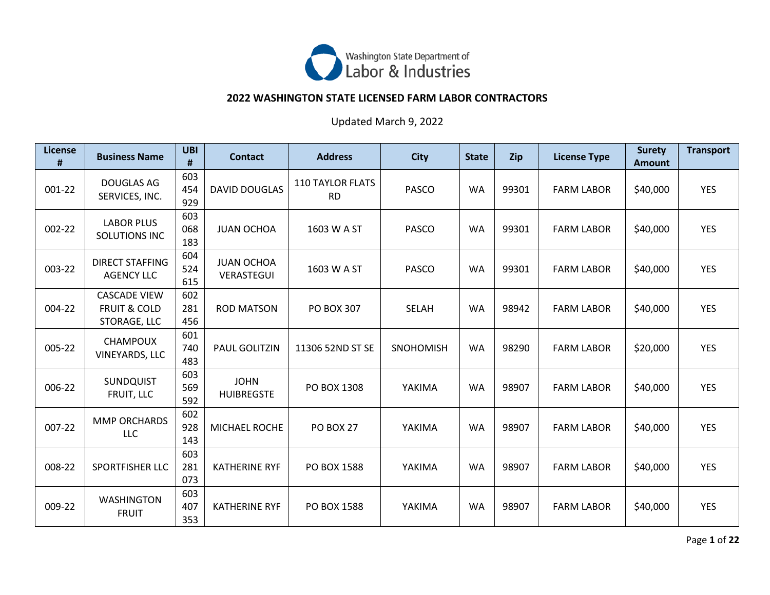Washington State Department of Labor & Industries

## 2022 WASHINGTON STATE LICENSED FARM LABOR CONTRACTORS

Updated March 9, 2022

| License # | Business Name | UBI # | Contact | Address | City | State | Zip | License Type | Surety Amount | Transport |
|---|---|---|---|---|---|---|---|---|---|---|
| 001-22 | DOUGLAS AG SERVICES, INC. | 603 454 929 | DAVID DOUGLAS | 110 TAYLOR FLATS RD | PASCO | WA | 99301 | FARM LABOR | $40,000 | YES |
| 002-22 | LABOR PLUS SOLUTIONS INC | 603 068 183 | JUAN OCHOA | 1603 W A ST | PASCO | WA | 99301 | FARM LABOR | $40,000 | YES |
| 003-22 | DIRECT STAFFING AGENCY LLC | 604 524 615 | JUAN OCHOA VERASTEGUI | 1603 W A ST | PASCO | WA | 99301 | FARM LABOR | $40,000 | YES |
| 004-22 | CASCADE VIEW FRUIT & COLD STORAGE, LLC | 602 281 456 | ROD MATSON | PO BOX 307 | SELAH | WA | 98942 | FARM LABOR | $40,000 | YES |
| 005-22 | CHAMPOUX VINEYARDS, LLC | 601 740 483 | PAUL GOLITZIN | 11306 52ND ST SE | SNOHOMISH | WA | 98290 | FARM LABOR | $20,000 | YES |
| 006-22 | SUNDQUIST FRUIT, LLC | 603 569 592 | JOHN HUIBREGSTE | PO BOX 1308 | YAKIMA | WA | 98907 | FARM LABOR | $40,000 | YES |
| 007-22 | MMP ORCHARDS LLC | 602 928 143 | MICHAEL ROCHE | PO BOX 27 | YAKIMA | WA | 98907 | FARM LABOR | $40,000 | YES |
| 008-22 | SPORTFISHER LLC | 603 281 073 | KATHERINE RYF | PO BOX 1588 | YAKIMA | WA | 98907 | FARM LABOR | $40,000 | YES |
| 009-22 | WASHINGTON FRUIT | 603 407 353 | KATHERINE RYF | PO BOX 1588 | YAKIMA | WA | 98907 | FARM LABOR | $40,000 | YES |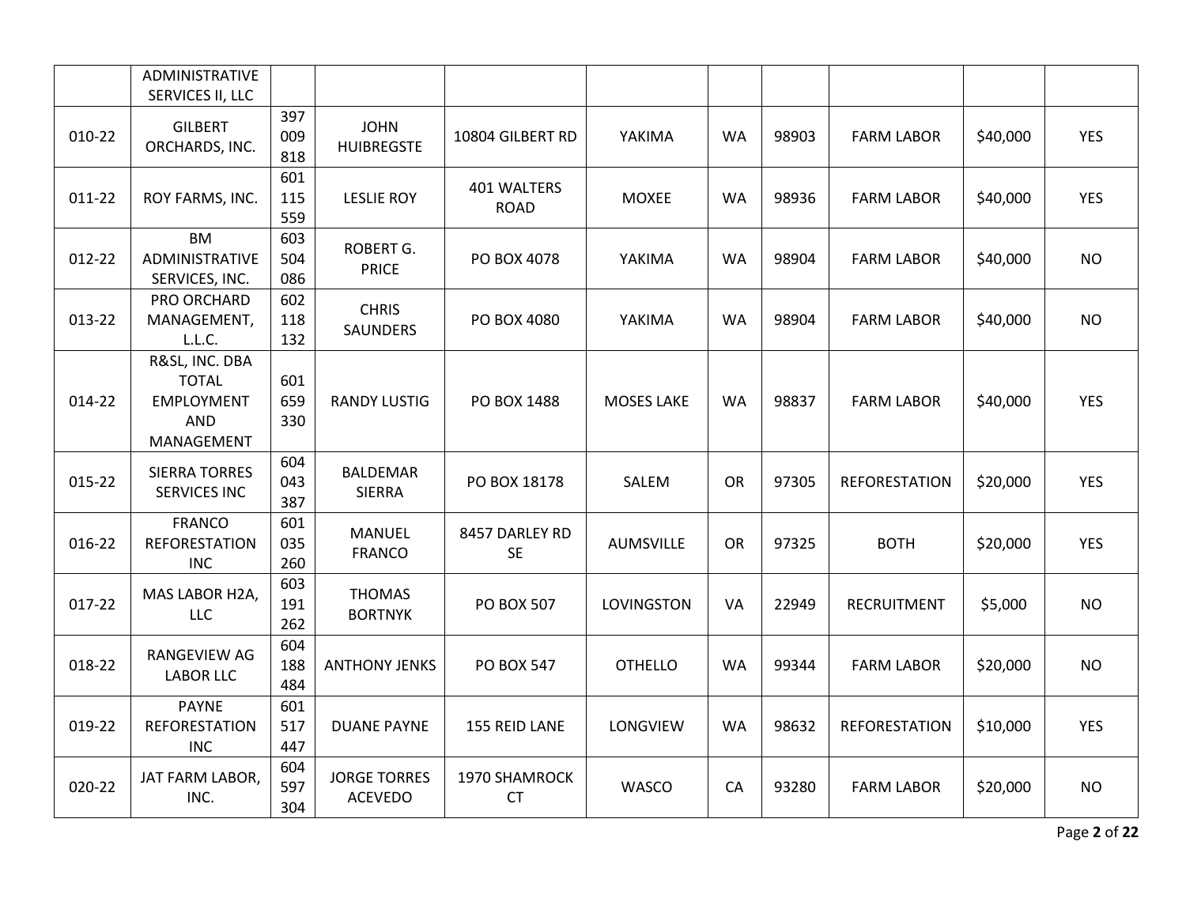| | | | | | | | | | | |
|---|---|---|---|---|---|---|---|---|---|---|
| | ADMINISTRATIVE SERVICES II, LLC | | | | | | | | | |
| 010-22 | GILBERT ORCHARDS, INC. | 397 009 818 | JOHN HUIBREGSTE | 10804 GILBERT RD | YAKIMA | WA | 98903 | FARM LABOR | $40,000 | YES |
| 011-22 | ROY FARMS, INC. | 601 115 559 | LESLIE ROY | 401 WALTERS ROAD | MOXEE | WA | 98936 | FARM LABOR | $40,000 | YES |
| 012-22 | BM ADMINISTRATIVE SERVICES, INC. | 603 504 086 | ROBERT G. PRICE | PO BOX 4078 | YAKIMA | WA | 98904 | FARM LABOR | $40,000 | NO |
| 013-22 | PRO ORCHARD MANAGEMENT, L.L.C. | 602 118 132 | CHRIS SAUNDERS | PO BOX 4080 | YAKIMA | WA | 98904 | FARM LABOR | $40,000 | NO |
| 014-22 | R&SL, INC. DBA TOTAL EMPLOYMENT AND MANAGEMENT | 601 659 330 | RANDY LUSTIG | PO BOX 1488 | MOSES LAKE | WA | 98837 | FARM LABOR | $40,000 | YES |
| 015-22 | SIERRA TORRES SERVICES INC | 604 043 387 | BALDEMAR SIERRA | PO BOX 18178 | SALEM | OR | 97305 | REFORESTATION | $20,000 | YES |
| 016-22 | FRANCO REFORESTATION INC | 601 035 260 | MANUEL FRANCO | 8457 DARLEY RD SE | AUMSVILLE | OR | 97325 | BOTH | $20,000 | YES |
| 017-22 | MAS LABOR H2A, LLC | 603 191 262 | THOMAS BORTNYK | PO BOX 507 | LOVINGSTON | VA | 22949 | RECRUITMENT | $5,000 | NO |
| 018-22 | RANGEVIEW AG LABOR LLC | 604 188 484 | ANTHONY JENKS | PO BOX 547 | OTHELLO | WA | 99344 | FARM LABOR | $20,000 | NO |
| 019-22 | PAYNE REFORESTATION INC | 601 517 447 | DUANE PAYNE | 155 REID LANE | LONGVIEW | WA | 98632 | REFORESTATION | $10,000 | YES |
| 020-22 | JAT FARM LABOR, INC. | 604 597 304 | JORGE TORRES ACEVEDO | 1970 SHAMROCK CT | WASCO | CA | 93280 | FARM LABOR | $20,000 | NO |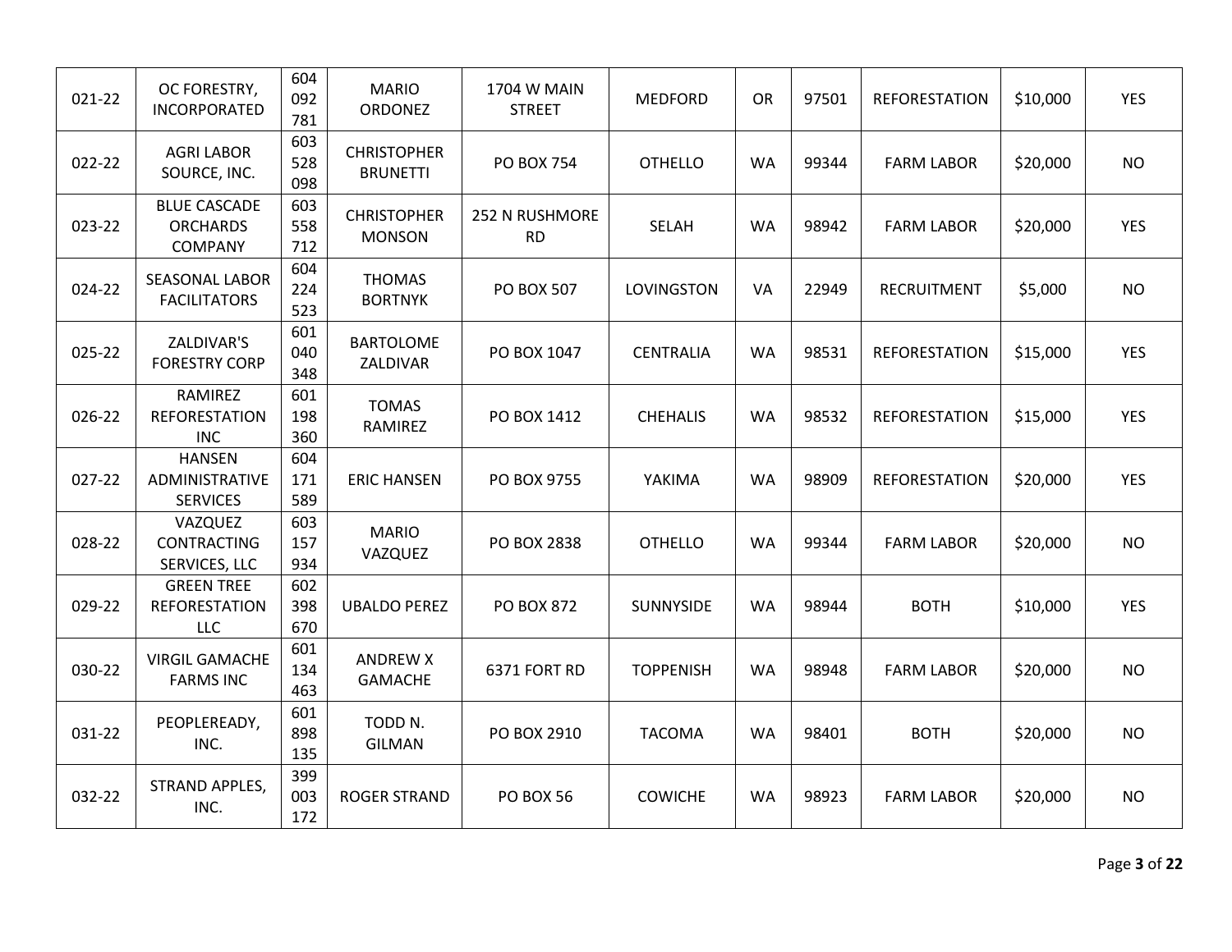| | | | | | | | | | | |
|---|---|---|---|---|---|---|---|---|---|---|
| 021-22 | OC FORESTRY, INCORPORATED | 604 092 781 | MARIO ORDONEZ | 1704 W MAIN STREET | MEDFORD | OR | 97501 | REFORESTATION | $10,000 | YES |
| 022-22 | AGRI LABOR SOURCE, INC. | 603 528 098 | CHRISTOPHER BRUNETTI | PO BOX 754 | OTHELLO | WA | 99344 | FARM LABOR | $20,000 | NO |
| 023-22 | BLUE CASCADE ORCHARDS COMPANY | 603 558 712 | CHRISTOPHER MONSON | 252 N RUSHMORE RD | SELAH | WA | 98942 | FARM LABOR | $20,000 | YES |
| 024-22 | SEASONAL LABOR FACILITATORS | 604 224 523 | THOMAS BORTNYK | PO BOX 507 | LOVINGSTON | VA | 22949 | RECRUITMENT | $5,000 | NO |
| 025-22 | ZALDIVAR'S FORESTRY CORP | 601 040 348 | BARTOLOME ZALDIVAR | PO BOX 1047 | CENTRALIA | WA | 98531 | REFORESTATION | $15,000 | YES |
| 026-22 | RAMIREZ REFORESTATION INC | 601 198 360 | TOMAS RAMIREZ | PO BOX 1412 | CHEHALIS | WA | 98532 | REFORESTATION | $15,000 | YES |
| 027-22 | HANSEN ADMINISTRATIVE SERVICES | 604 171 589 | ERIC HANSEN | PO BOX 9755 | YAKIMA | WA | 98909 | REFORESTATION | $20,000 | YES |
| 028-22 | VAZQUEZ CONTRACTING SERVICES, LLC | 603 157 934 | MARIO VAZQUEZ | PO BOX 2838 | OTHELLO | WA | 99344 | FARM LABOR | $20,000 | NO |
| 029-22 | GREEN TREE REFORESTATION LLC | 602 398 670 | UBALDO PEREZ | PO BOX 872 | SUNNYSIDE | WA | 98944 | BOTH | $10,000 | YES |
| 030-22 | VIRGIL GAMACHE FARMS INC | 601 134 463 | ANDREW X GAMACHE | 6371 FORT RD | TOPPENISH | WA | 98948 | FARM LABOR | $20,000 | NO |
| 031-22 | PEOPLEREADY, INC. | 601 898 135 | TODD N. GILMAN | PO BOX 2910 | TACOMA | WA | 98401 | BOTH | $20,000 | NO |
| 032-22 | STRAND APPLES, INC. | 399 003 172 | ROGER STRAND | PO BOX 56 | COWICHE | WA | 98923 | FARM LABOR | $20,000 | NO |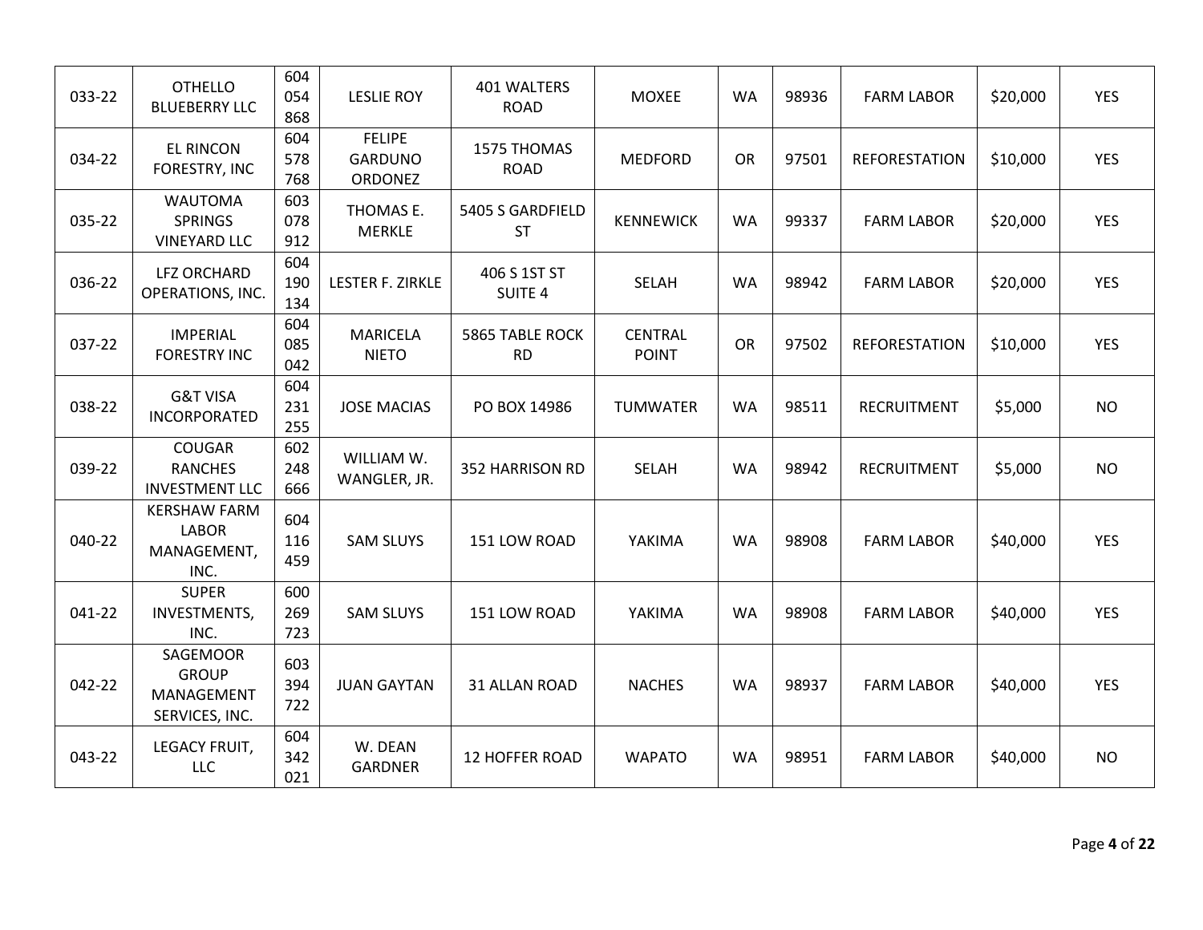| | | | | | | | | | | |
|---|---|---|---|---|---|---|---|---|---|---|
| 033-22 | OTHELLO BLUEBERRY LLC | 604 054 868 | LESLIE ROY | 401 WALTERS ROAD | MOXEE | WA | 98936 | FARM LABOR | $20,000 | YES |
| 034-22 | EL RINCON FORESTRY, INC | 604 578 768 | FELIPE GARDUNO ORDONEZ | 1575 THOMAS ROAD | MEDFORD | OR | 97501 | REFORESTATION | $10,000 | YES |
| 035-22 | WAUTOMA SPRINGS VINEYARD LLC | 603 078 912 | THOMAS E. MERKLE | 5405 S GARDFIELD ST | KENNEWICK | WA | 99337 | FARM LABOR | $20,000 | YES |
| 036-22 | LFZ ORCHARD OPERATIONS, INC. | 604 190 134 | LESTER F. ZIRKLE | 406 S 1ST ST SUITE 4 | SELAH | WA | 98942 | FARM LABOR | $20,000 | YES |
| 037-22 | IMPERIAL FORESTRY INC | 604 085 042 | MARICELA NIETO | 5865 TABLE ROCK RD | CENTRAL POINT | OR | 97502 | REFORESTATION | $10,000 | YES |
| 038-22 | G&T VISA INCORPORATED | 604 231 255 | JOSE MACIAS | PO BOX 14986 | TUMWATER | WA | 98511 | RECRUITMENT | $5,000 | NO |
| 039-22 | COUGAR RANCHES INVESTMENT LLC | 602 248 666 | WILLIAM W. WANGLER, JR. | 352 HARRISON RD | SELAH | WA | 98942 | RECRUITMENT | $5,000 | NO |
| 040-22 | KERSHAW FARM LABOR MANAGEMENT, INC. | 604 116 459 | SAM SLUYS | 151 LOW ROAD | YAKIMA | WA | 98908 | FARM LABOR | $40,000 | YES |
| 041-22 | SUPER INVESTMENTS, INC. | 600 269 723 | SAM SLUYS | 151 LOW ROAD | YAKIMA | WA | 98908 | FARM LABOR | $40,000 | YES |
| 042-22 | SAGEMOOR GROUP MANAGEMENT SERVICES, INC. | 603 394 722 | JUAN GAYTAN | 31 ALLAN ROAD | NACHES | WA | 98937 | FARM LABOR | $40,000 | YES |
| 043-22 | LEGACY FRUIT, LLC | 604 342 021 | W. DEAN GARDNER | 12 HOFFER ROAD | WAPATO | WA | 98951 | FARM LABOR | $40,000 | NO |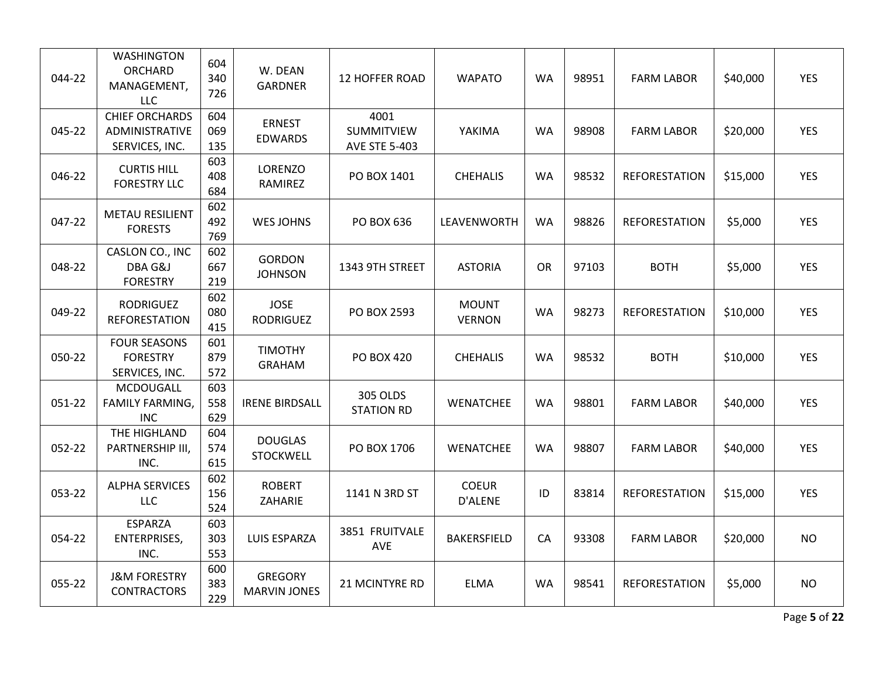| | | | | | | | | | | |
|---|---|---|---|---|---|---|---|---|---|---|
| 044-22 | WASHINGTON ORCHARD MANAGEMENT, LLC | 604 340 726 | W. DEAN GARDNER | 12 HOFFER ROAD | WAPATO | WA | 98951 | FARM LABOR | $40,000 | YES |
| 045-22 | CHIEF ORCHARDS ADMINISTRATIVE SERVICES, INC. | 604 069 135 | ERNEST EDWARDS | 4001 SUMMITVIEW AVE STE 5-403 | YAKIMA | WA | 98908 | FARM LABOR | $20,000 | YES |
| 046-22 | CURTIS HILL FORESTRY LLC | 603 408 684 | LORENZO RAMIREZ | PO BOX 1401 | CHEHALIS | WA | 98532 | REFORESTATION | $15,000 | YES |
| 047-22 | METAU RESILIENT FORESTS | 602 492 769 | WES JOHNS | PO BOX 636 | LEAVENWORTH | WA | 98826 | REFORESTATION | $5,000 | YES |
| 048-22 | CASLON CO., INC DBA G&J FORESTRY | 602 667 219 | GORDON JOHNSON | 1343 9TH STREET | ASTORIA | OR | 97103 | BOTH | $5,000 | YES |
| 049-22 | RODRIGUEZ REFORESTATION | 602 080 415 | JOSE RODRIGUEZ | PO BOX 2593 | MOUNT VERNON | WA | 98273 | REFORESTATION | $10,000 | YES |
| 050-22 | FOUR SEASONS FORESTRY SERVICES, INC. | 601 879 572 | TIMOTHY GRAHAM | PO BOX 420 | CHEHALIS | WA | 98532 | BOTH | $10,000 | YES |
| 051-22 | MCDOUGALL FAMILY FARMING, INC | 603 558 629 | IRENE BIRDSALL | 305 OLDS STATION RD | WENATCHEE | WA | 98801 | FARM LABOR | $40,000 | YES |
| 052-22 | THE HIGHLAND PARTNERSHIP III, INC. | 604 574 615 | DOUGLAS STOCKWELL | PO BOX 1706 | WENATCHEE | WA | 98807 | FARM LABOR | $40,000 | YES |
| 053-22 | ALPHA SERVICES LLC | 602 156 524 | ROBERT ZAHARIE | 1141 N 3RD ST | COEUR D'ALENE | ID | 83814 | REFORESTATION | $15,000 | YES |
| 054-22 | ESPARZA ENTERPRISES, INC. | 603 303 553 | LUIS ESPARZA | 3851 FRUITVALE AVE | BAKERSFIELD | CA | 93308 | FARM LABOR | $20,000 | NO |
| 055-22 | J&M FORESTRY CONTRACTORS | 600 383 229 | GREGORY MARVIN JONES | 21 MCINTYRE RD | ELMA | WA | 98541 | REFORESTATION | $5,000 | NO |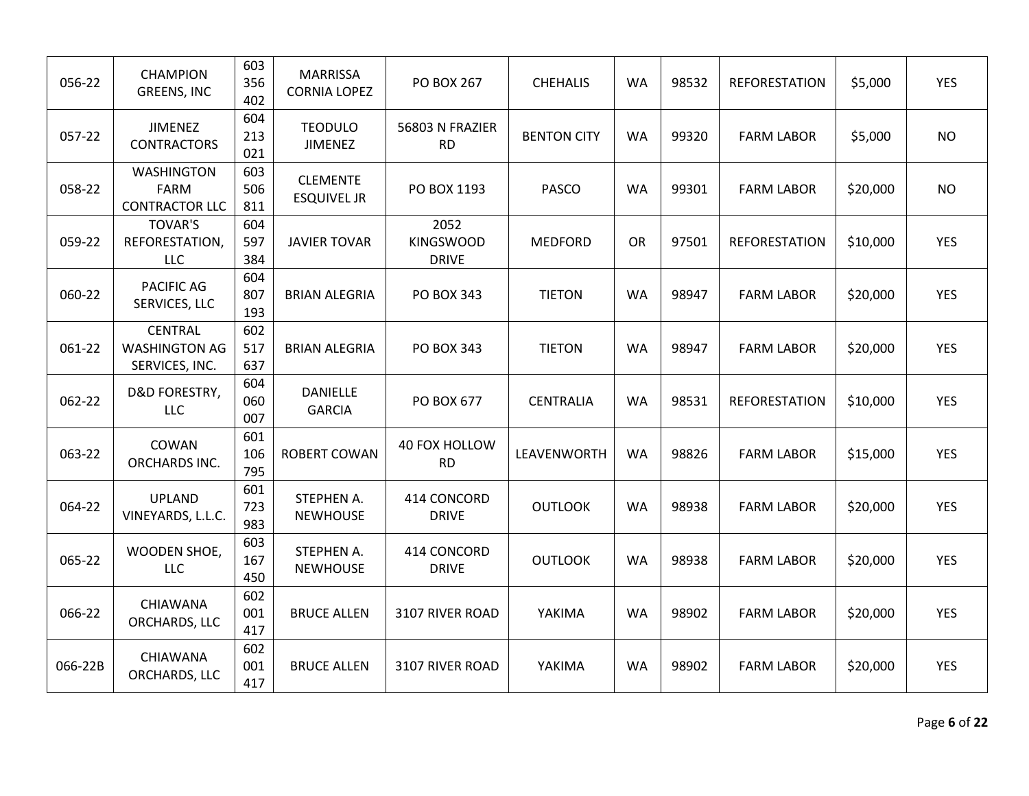| | | | | | | | | | | |
|---|---|---|---|---|---|---|---|---|---|---|
| 056-22 | CHAMPION GREENS, INC | 603 356 402 | MARRISSA CORNIA LOPEZ | PO BOX 267 | CHEHALIS | WA | 98532 | REFORESTATION | $5,000 | YES |
| 057-22 | JIMENEZ CONTRACTORS | 604 213 021 | TEODULO JIMENEZ | 56803 N FRAZIER RD | BENTON CITY | WA | 99320 | FARM LABOR | $5,000 | NO |
| 058-22 | WASHINGTON FARM CONTRACTOR LLC | 603 506 811 | CLEMENTE ESQUIVEL JR | PO BOX 1193 | PASCO | WA | 99301 | FARM LABOR | $20,000 | NO |
| 059-22 | TOVAR'S REFORESTATION, LLC | 604 597 384 | JAVIER TOVAR | 2052 KINGSWOOD DRIVE | MEDFORD | OR | 97501 | REFORESTATION | $10,000 | YES |
| 060-22 | PACIFIC AG SERVICES, LLC | 604 807 193 | BRIAN ALEGRIA | PO BOX 343 | TIETON | WA | 98947 | FARM LABOR | $20,000 | YES |
| 061-22 | CENTRAL WASHINGTON AG SERVICES, INC. | 602 517 637 | BRIAN ALEGRIA | PO BOX 343 | TIETON | WA | 98947 | FARM LABOR | $20,000 | YES |
| 062-22 | D&D FORESTRY, LLC | 604 060 007 | DANIELLE GARCIA | PO BOX 677 | CENTRALIA | WA | 98531 | REFORESTATION | $10,000 | YES |
| 063-22 | COWAN ORCHARDS INC. | 601 106 795 | ROBERT COWAN | 40 FOX HOLLOW RD | LEAVENWORTH | WA | 98826 | FARM LABOR | $15,000 | YES |
| 064-22 | UPLAND VINEYARDS, L.L.C. | 601 723 983 | STEPHEN A. NEWHOUSE | 414 CONCORD DRIVE | OUTLOOK | WA | 98938 | FARM LABOR | $20,000 | YES |
| 065-22 | WOODEN SHOE, LLC | 603 167 450 | STEPHEN A. NEWHOUSE | 414 CONCORD DRIVE | OUTLOOK | WA | 98938 | FARM LABOR | $20,000 | YES |
| 066-22 | CHIAWANA ORCHARDS, LLC | 602 001 417 | BRUCE ALLEN | 3107 RIVER ROAD | YAKIMA | WA | 98902 | FARM LABOR | $20,000 | YES |
| 066-22B | CHIAWANA ORCHARDS, LLC | 602 001 417 | BRUCE ALLEN | 3107 RIVER ROAD | YAKIMA | WA | 98902 | FARM LABOR | $20,000 | YES |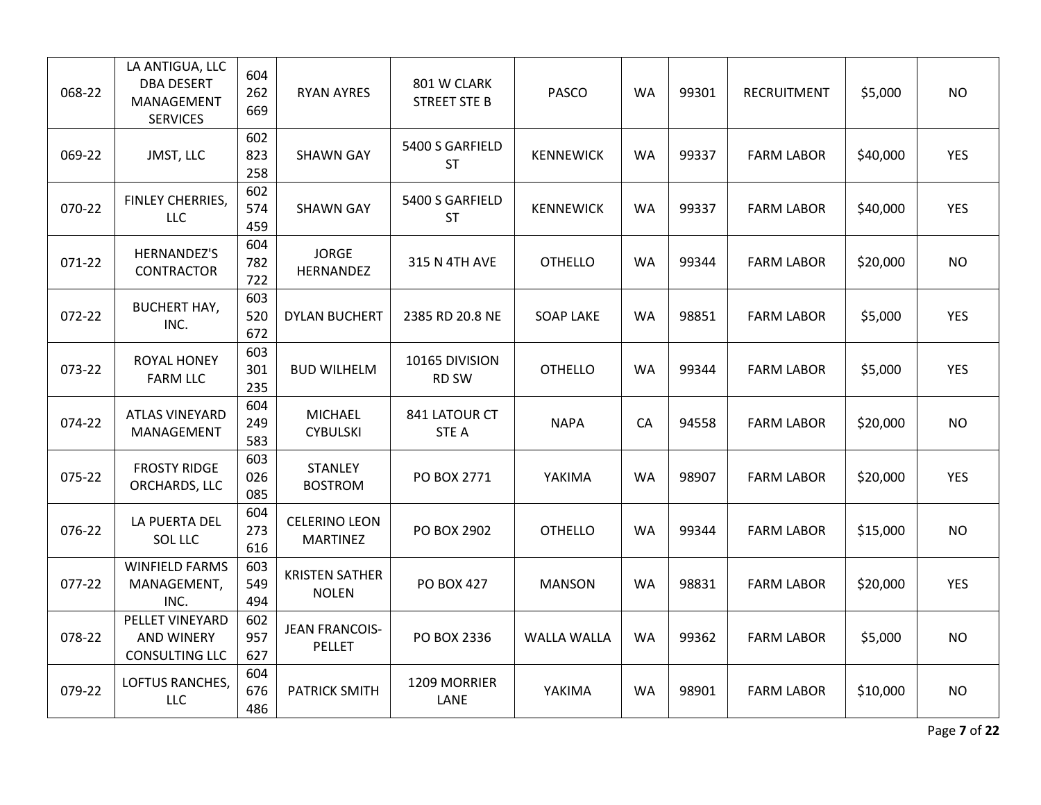| | | | | | | | | | | |
|---|---|---|---|---|---|---|---|---|---|---|
| 068-22 | LA ANTIGUA, LLC DBA DESERT MANAGEMENT SERVICES | 604 262 669 | RYAN AYRES | 801 W CLARK STREET STE B | PASCO | WA | 99301 | RECRUITMENT | $5,000 | NO |
| 069-22 | JMST, LLC | 602 823 258 | SHAWN GAY | 5400 S GARFIELD ST | KENNEWICK | WA | 99337 | FARM LABOR | $40,000 | YES |
| 070-22 | FINLEY CHERRIES, LLC | 602 574 459 | SHAWN GAY | 5400 S GARFIELD ST | KENNEWICK | WA | 99337 | FARM LABOR | $40,000 | YES |
| 071-22 | HERNANDEZ'S CONTRACTOR | 604 782 722 | JORGE HERNANDEZ | 315 N 4TH AVE | OTHELLO | WA | 99344 | FARM LABOR | $20,000 | NO |
| 072-22 | BUCHERT HAY, INC. | 603 520 672 | DYLAN BUCHERT | 2385 RD 20.8 NE | SOAP LAKE | WA | 98851 | FARM LABOR | $5,000 | YES |
| 073-22 | ROYAL HONEY FARM LLC | 603 301 235 | BUD WILHELM | 10165 DIVISION RD SW | OTHELLO | WA | 99344 | FARM LABOR | $5,000 | YES |
| 074-22 | ATLAS VINEYARD MANAGEMENT | 604 249 583 | MICHAEL CYBULSKI | 841 LATOUR CT STE A | NAPA | CA | 94558 | FARM LABOR | $20,000 | NO |
| 075-22 | FROSTY RIDGE ORCHARDS, LLC | 603 026 085 | STANLEY BOSTROM | PO BOX 2771 | YAKIMA | WA | 98907 | FARM LABOR | $20,000 | YES |
| 076-22 | LA PUERTA DEL SOL LLC | 604 273 616 | CELERINO LEON MARTINEZ | PO BOX 2902 | OTHELLO | WA | 99344 | FARM LABOR | $15,000 | NO |
| 077-22 | WINFIELD FARMS MANAGEMENT, INC. | 603 549 494 | KRISTEN SATHER NOLEN | PO BOX 427 | MANSON | WA | 98831 | FARM LABOR | $20,000 | YES |
| 078-22 | PELLET VINEYARD AND WINERY CONSULTING LLC | 602 957 627 | JEAN FRANCOIS-PELLET | PO BOX 2336 | WALLA WALLA | WA | 99362 | FARM LABOR | $5,000 | NO |
| 079-22 | LOFTUS RANCHES, LLC | 604 676 486 | PATRICK SMITH | 1209 MORRIER LANE | YAKIMA | WA | 98901 | FARM LABOR | $10,000 | NO |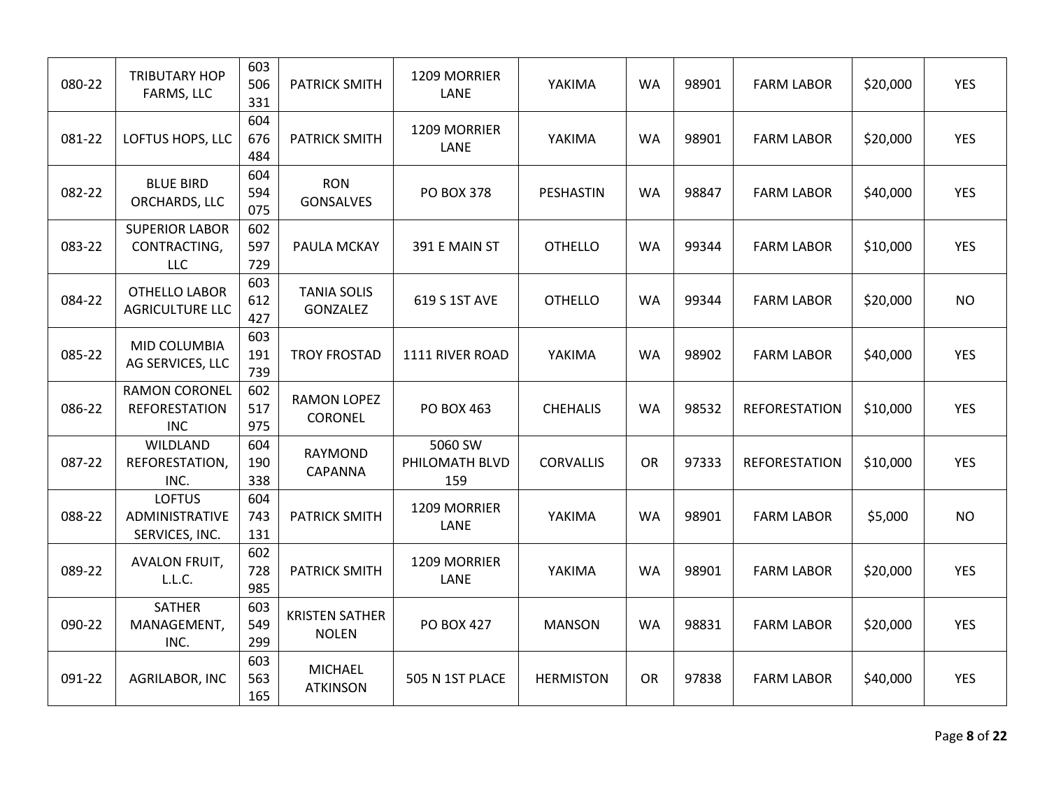| | | | | | | | | | | |
|---|---|---|---|---|---|---|---|---|---|---|
| 080-22 | TRIBUTARY HOP FARMS, LLC | 603 506 331 | PATRICK SMITH | 1209 MORRIER LANE | YAKIMA | WA | 98901 | FARM LABOR | $20,000 | YES |
| 081-22 | LOFTUS HOPS, LLC | 604 676 484 | PATRICK SMITH | 1209 MORRIER LANE | YAKIMA | WA | 98901 | FARM LABOR | $20,000 | YES |
| 082-22 | BLUE BIRD ORCHARDS, LLC | 604 594 075 | RON GONSALVES | PO BOX 378 | PESHASTIN | WA | 98847 | FARM LABOR | $40,000 | YES |
| 083-22 | SUPERIOR LABOR CONTRACTING, LLC | 602 597 729 | PAULA MCKAY | 391 E MAIN ST | OTHELLO | WA | 99344 | FARM LABOR | $10,000 | YES |
| 084-22 | OTHELLO LABOR AGRICULTURE LLC | 603 612 427 | TANIA SOLIS GONZALEZ | 619 S 1ST AVE | OTHELLO | WA | 99344 | FARM LABOR | $20,000 | NO |
| 085-22 | MID COLUMBIA AG SERVICES, LLC | 603 191 739 | TROY FROSTAD | 1111 RIVER ROAD | YAKIMA | WA | 98902 | FARM LABOR | $40,000 | YES |
| 086-22 | RAMON CORONEL REFORESTATION INC | 602 517 975 | RAMON LOPEZ CORONEL | PO BOX 463 | CHEHALIS | WA | 98532 | REFORESTATION | $10,000 | YES |
| 087-22 | WILDLAND REFORESTATION, INC. | 604 190 338 | RAYMOND CAPANNA | 5060 SW PHILOMATH BLVD 159 | CORVALLIS | OR | 97333 | REFORESTATION | $10,000 | YES |
| 088-22 | LOFTUS ADMINISTRATIVE SERVICES, INC. | 604 743 131 | PATRICK SMITH | 1209 MORRIER LANE | YAKIMA | WA | 98901 | FARM LABOR | $5,000 | NO |
| 089-22 | AVALON FRUIT, L.L.C. | 602 728 985 | PATRICK SMITH | 1209 MORRIER LANE | YAKIMA | WA | 98901 | FARM LABOR | $20,000 | YES |
| 090-22 | SATHER MANAGEMENT, INC. | 603 549 299 | KRISTEN SATHER NOLEN | PO BOX 427 | MANSON | WA | 98831 | FARM LABOR | $20,000 | YES |
| 091-22 | AGRILABOR, INC | 603 563 165 | MICHAEL ATKINSON | 505 N 1ST PLACE | HERMISTON | OR | 97838 | FARM LABOR | $40,000 | YES |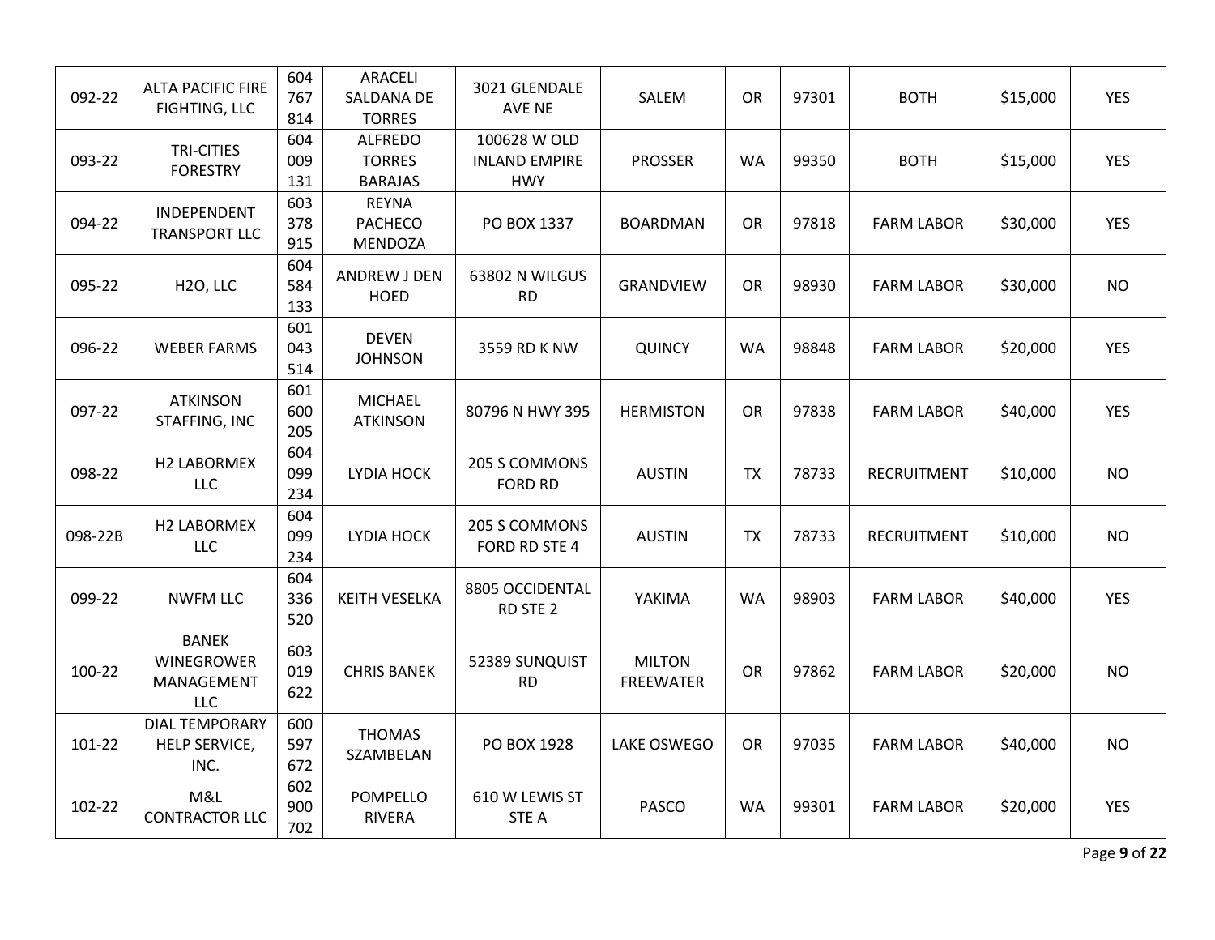| | | | | | | | | | | |
|---|---|---|---|---|---|---|---|---|---|---|
| 092-22 | ALTA PACIFIC FIRE FIGHTING, LLC | 604 767 814 | ARACELI SALDANA DE TORRES | 3021 GLENDALE AVE NE | SALEM | OR | 97301 | BOTH | $15,000 | YES |
| 093-22 | TRI-CITIES FORESTRY | 604 009 131 | ALFREDO TORRES BARAJAS | 100628 W OLD INLAND EMPIRE HWY | PROSSER | WA | 99350 | BOTH | $15,000 | YES |
| 094-22 | INDEPENDENT TRANSPORT LLC | 603 378 915 | REYNA PACHECO MENDOZA | PO BOX 1337 | BOARDMAN | OR | 97818 | FARM LABOR | $30,000 | YES |
| 095-22 | H2O, LLC | 604 584 133 | ANDREW J DEN HOED | 63802 N WILGUS RD | GRANDVIEW | OR | 98930 | FARM LABOR | $30,000 | NO |
| 096-22 | WEBER FARMS | 601 043 514 | DEVEN JOHNSON | 3559 RD K NW | QUINCY | WA | 98848 | FARM LABOR | $20,000 | YES |
| 097-22 | ATKINSON STAFFING, INC | 601 600 205 | MICHAEL ATKINSON | 80796 N HWY 395 | HERMISTON | OR | 97838 | FARM LABOR | $40,000 | YES |
| 098-22 | H2 LABORMEX LLC | 604 099 234 | LYDIA HOCK | 205 S COMMONS FORD RD | AUSTIN | TX | 78733 | RECRUITMENT | $10,000 | NO |
| 098-22B | H2 LABORMEX LLC | 604 099 234 | LYDIA HOCK | 205 S COMMONS FORD RD STE 4 | AUSTIN | TX | 78733 | RECRUITMENT | $10,000 | NO |
| 099-22 | NWFM LLC | 604 336 520 | KEITH VESELKA | 8805 OCCIDENTAL RD STE 2 | YAKIMA | WA | 98903 | FARM LABOR | $40,000 | YES |
| 100-22 | BANEK WINEGROWER MANAGEMENT LLC | 603 019 622 | CHRIS BANEK | 52389 SUNQUIST RD | MILTON FREEWATER | OR | 97862 | FARM LABOR | $20,000 | NO |
| 101-22 | DIAL TEMPORARY HELP SERVICE, INC. | 600 597 672 | THOMAS SZAMBELAN | PO BOX 1928 | LAKE OSWEGO | OR | 97035 | FARM LABOR | $40,000 | NO |
| 102-22 | M&L CONTRACTOR LLC | 602 900 702 | POMPELLO RIVERA | 610 W LEWIS ST STE A | PASCO | WA | 99301 | FARM LABOR | $20,000 | YES |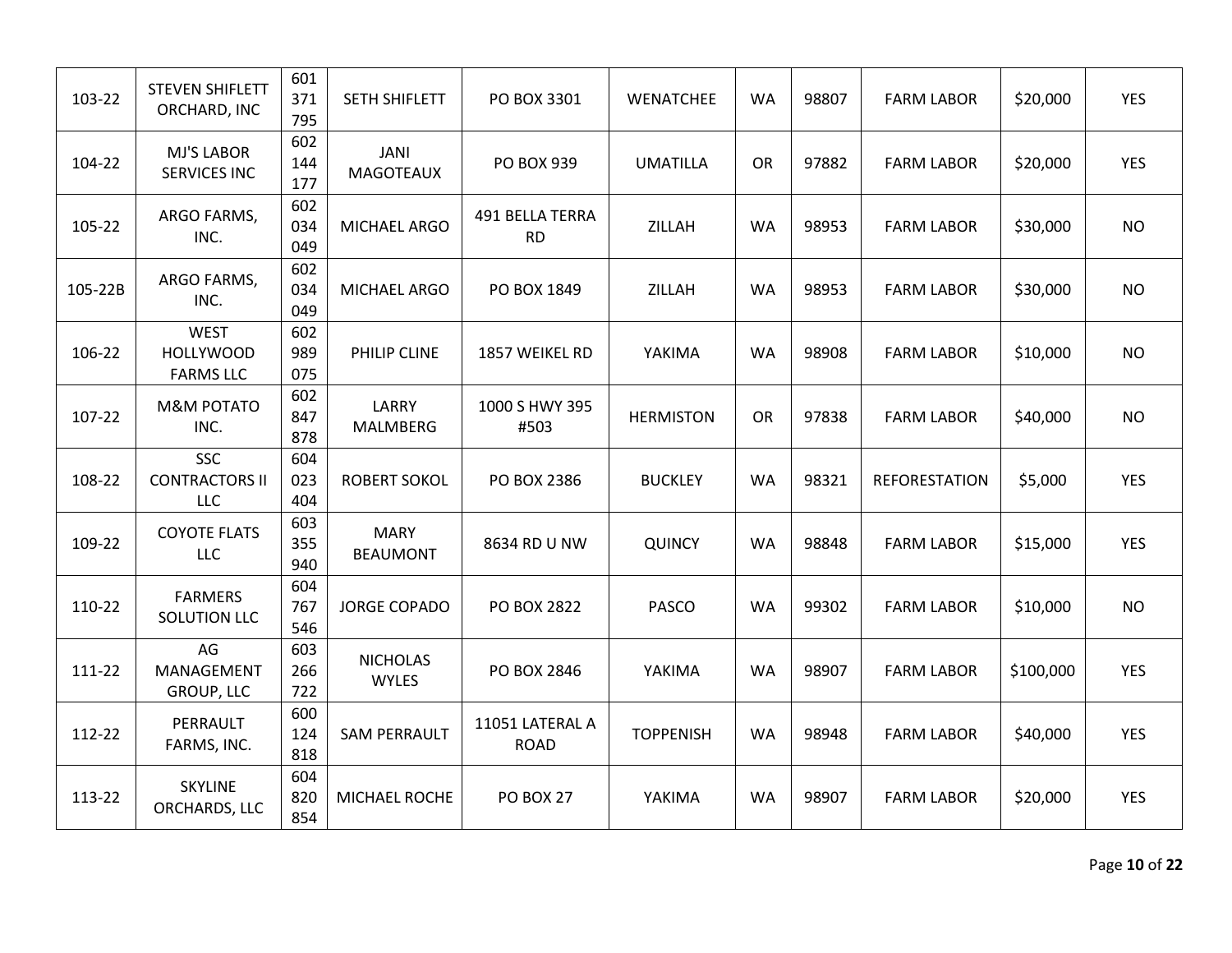| | | | | | | | | | | |
|---|---|---|---|---|---|---|---|---|---|---|
| 103-22 | STEVEN SHIFLETT ORCHARD, INC | 601 371 795 | SETH SHIFLETT | PO BOX 3301 | WENATCHEE | WA | 98807 | FARM LABOR | $20,000 | YES |
| 104-22 | MJ'S LABOR SERVICES INC | 602 144 177 | JANI MAGOTEAUX | PO BOX 939 | UMATILLA | OR | 97882 | FARM LABOR | $20,000 | YES |
| 105-22 | ARGO FARMS, INC. | 602 034 049 | MICHAEL ARGO | 491 BELLA TERRA RD | ZILLAH | WA | 98953 | FARM LABOR | $30,000 | NO |
| 105-22B | ARGO FARMS, INC. | 602 034 049 | MICHAEL ARGO | PO BOX 1849 | ZILLAH | WA | 98953 | FARM LABOR | $30,000 | NO |
| 106-22 | WEST HOLLYWOOD FARMS LLC | 602 989 075 | PHILIP CLINE | 1857 WEIKEL RD | YAKIMA | WA | 98908 | FARM LABOR | $10,000 | NO |
| 107-22 | M&M POTATO INC. | 602 847 878 | LARRY MALMBERG | 1000 S HWY 395 #503 | HERMISTON | OR | 97838 | FARM LABOR | $40,000 | NO |
| 108-22 | SSC CONTRACTORS II LLC | 604 023 404 | ROBERT SOKOL | PO BOX 2386 | BUCKLEY | WA | 98321 | REFORESTATION | $5,000 | YES |
| 109-22 | COYOTE FLATS LLC | 603 355 940 | MARY BEAUMONT | 8634 RD U NW | QUINCY | WA | 98848 | FARM LABOR | $15,000 | YES |
| 110-22 | FARMERS SOLUTION LLC | 604 767 546 | JORGE COPADO | PO BOX 2822 | PASCO | WA | 99302 | FARM LABOR | $10,000 | NO |
| 111-22 | AG MANAGEMENT GROUP, LLC | 603 266 722 | NICHOLAS WYLES | PO BOX 2846 | YAKIMA | WA | 98907 | FARM LABOR | $100,000 | YES |
| 112-22 | PERRAULT FARMS, INC. | 600 124 818 | SAM PERRAULT | 11051 LATERAL A ROAD | TOPPENISH | WA | 98948 | FARM LABOR | $40,000 | YES |
| 113-22 | SKYLINE ORCHARDS, LLC | 604 820 854 | MICHAEL ROCHE | PO BOX 27 | YAKIMA | WA | 98907 | FARM LABOR | $20,000 | YES |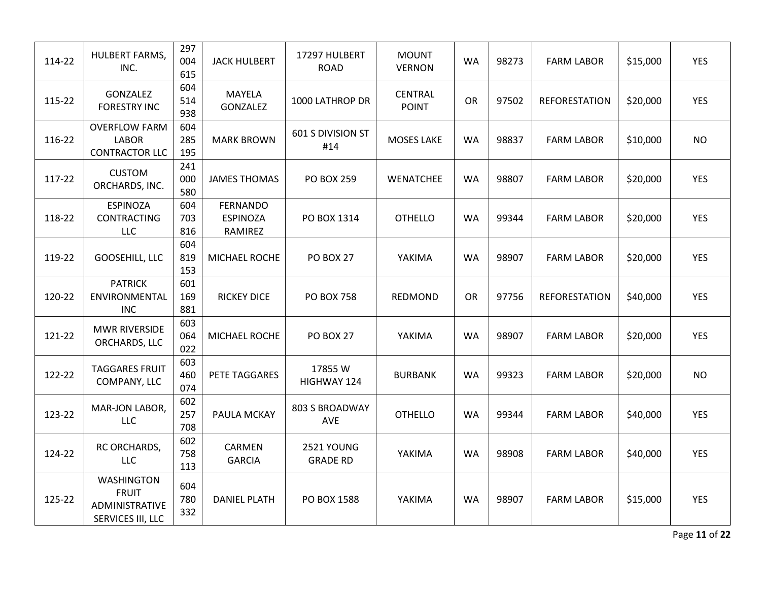| | | | | | | | | | | |
|---|---|---|---|---|---|---|---|---|---|---|
| 114-22 | HULBERT FARMS, INC. | 297 004 615 | JACK HULBERT | 17297 HULBERT ROAD | MOUNT VERNON | WA | 98273 | FARM LABOR | $15,000 | YES |
| 115-22 | GONZALEZ FORESTRY INC | 604 514 938 | MAYELA GONZALEZ | 1000 LATHROP DR | CENTRAL POINT | OR | 97502 | REFORESTATION | $20,000 | YES |
| 116-22 | OVERFLOW FARM LABOR CONTRACTOR LLC | 604 285 195 | MARK BROWN | 601 S DIVISION ST #14 | MOSES LAKE | WA | 98837 | FARM LABOR | $10,000 | NO |
| 117-22 | CUSTOM ORCHARDS, INC. | 241 000 580 | JAMES THOMAS | PO BOX 259 | WENATCHEE | WA | 98807 | FARM LABOR | $20,000 | YES |
| 118-22 | ESPINOZA CONTRACTING LLC | 604 703 816 | FERNANDO ESPINOZA RAMIREZ | PO BOX 1314 | OTHELLO | WA | 99344 | FARM LABOR | $20,000 | YES |
| 119-22 | GOOSEHILL, LLC | 604 819 153 | MICHAEL ROCHE | PO BOX 27 | YAKIMA | WA | 98907 | FARM LABOR | $20,000 | YES |
| 120-22 | PATRICK ENVIRONMENTAL INC | 601 169 881 | RICKEY DICE | PO BOX 758 | REDMOND | OR | 97756 | REFORESTATION | $40,000 | YES |
| 121-22 | MWR RIVERSIDE ORCHARDS, LLC | 603 064 022 | MICHAEL ROCHE | PO BOX 27 | YAKIMA | WA | 98907 | FARM LABOR | $20,000 | YES |
| 122-22 | TAGGARES FRUIT COMPANY, LLC | 603 460 074 | PETE TAGGARES | 17855 W HIGHWAY 124 | BURBANK | WA | 99323 | FARM LABOR | $20,000 | NO |
| 123-22 | MAR-JON LABOR, LLC | 602 257 708 | PAULA MCKAY | 803 S BROADWAY AVE | OTHELLO | WA | 99344 | FARM LABOR | $40,000 | YES |
| 124-22 | RC ORCHARDS, LLC | 602 758 113 | CARMEN GARCIA | 2521 YOUNG GRADE RD | YAKIMA | WA | 98908 | FARM LABOR | $40,000 | YES |
| 125-22 | WASHINGTON FRUIT ADMINISTRATIVE SERVICES III, LLC | 604 780 332 | DANIEL PLATH | PO BOX 1588 | YAKIMA | WA | 98907 | FARM LABOR | $15,000 | YES |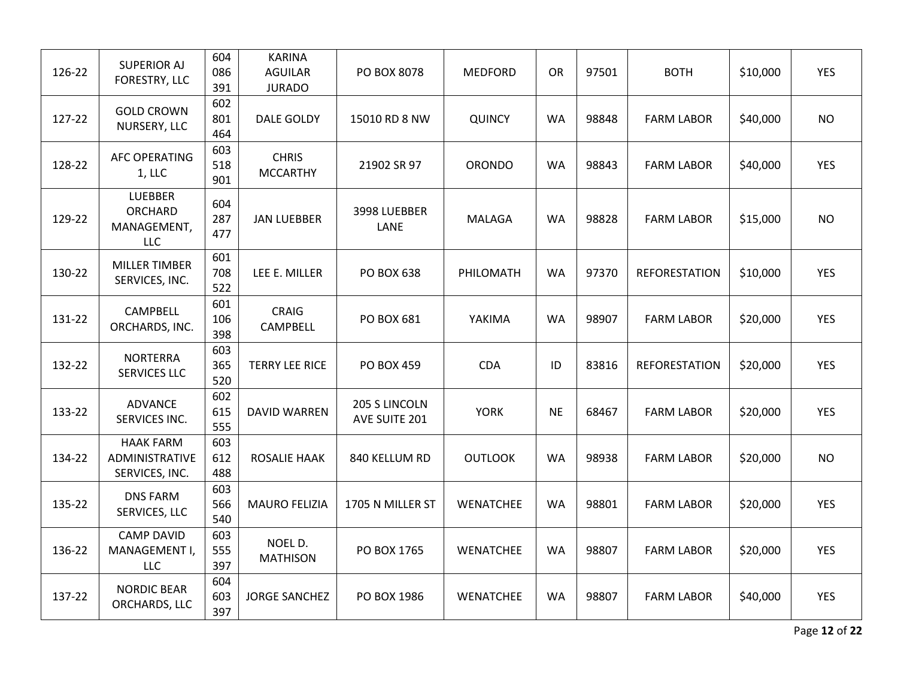| | | | | | | | | | | |
|---|---|---|---|---|---|---|---|---|---|---|
| 126-22 | SUPERIOR AJ FORESTRY, LLC | 604 086 391 | KARINA AGUILAR JURADO | PO BOX 8078 | MEDFORD | OR | 97501 | BOTH | $10,000 | YES |
| 127-22 | GOLD CROWN NURSERY, LLC | 602 801 464 | DALE GOLDY | 15010 RD 8 NW | QUINCY | WA | 98848 | FARM LABOR | $40,000 | NO |
| 128-22 | AFC OPERATING 1, LLC | 603 518 901 | CHRIS MCCARTHY | 21902 SR 97 | ORONDO | WA | 98843 | FARM LABOR | $40,000 | YES |
| 129-22 | LUEBBER ORCHARD MANAGEMENT, LLC | 604 287 477 | JAN LUEBBER | 3998 LUEBBER LANE | MALAGA | WA | 98828 | FARM LABOR | $15,000 | NO |
| 130-22 | MILLER TIMBER SERVICES, INC. | 601 708 522 | LEE E. MILLER | PO BOX 638 | PHILOMATH | WA | 97370 | REFORESTATION | $10,000 | YES |
| 131-22 | CAMPBELL ORCHARDS, INC. | 601 106 398 | CRAIG CAMPBELL | PO BOX 681 | YAKIMA | WA | 98907 | FARM LABOR | $20,000 | YES |
| 132-22 | NORTERRA SERVICES LLC | 603 365 520 | TERRY LEE RICE | PO BOX 459 | CDA | ID | 83816 | REFORESTATION | $20,000 | YES |
| 133-22 | ADVANCE SERVICES INC. | 602 615 555 | DAVID WARREN | 205 S LINCOLN AVE SUITE 201 | YORK | NE | 68467 | FARM LABOR | $20,000 | YES |
| 134-22 | HAAK FARM ADMINISTRATIVE SERVICES, INC. | 603 612 488 | ROSALIE HAAK | 840 KELLUM RD | OUTLOOK | WA | 98938 | FARM LABOR | $20,000 | NO |
| 135-22 | DNS FARM SERVICES, LLC | 603 566 540 | MAURO FELIZIA | 1705 N MILLER ST | WENATCHEE | WA | 98801 | FARM LABOR | $20,000 | YES |
| 136-22 | CAMP DAVID MANAGEMENT I, LLC | 603 555 397 | NOEL D. MATHISON | PO BOX 1765 | WENATCHEE | WA | 98807 | FARM LABOR | $20,000 | YES |
| 137-22 | NORDIC BEAR ORCHARDS, LLC | 604 603 397 | JORGE SANCHEZ | PO BOX 1986 | WENATCHEE | WA | 98807 | FARM LABOR | $40,000 | YES |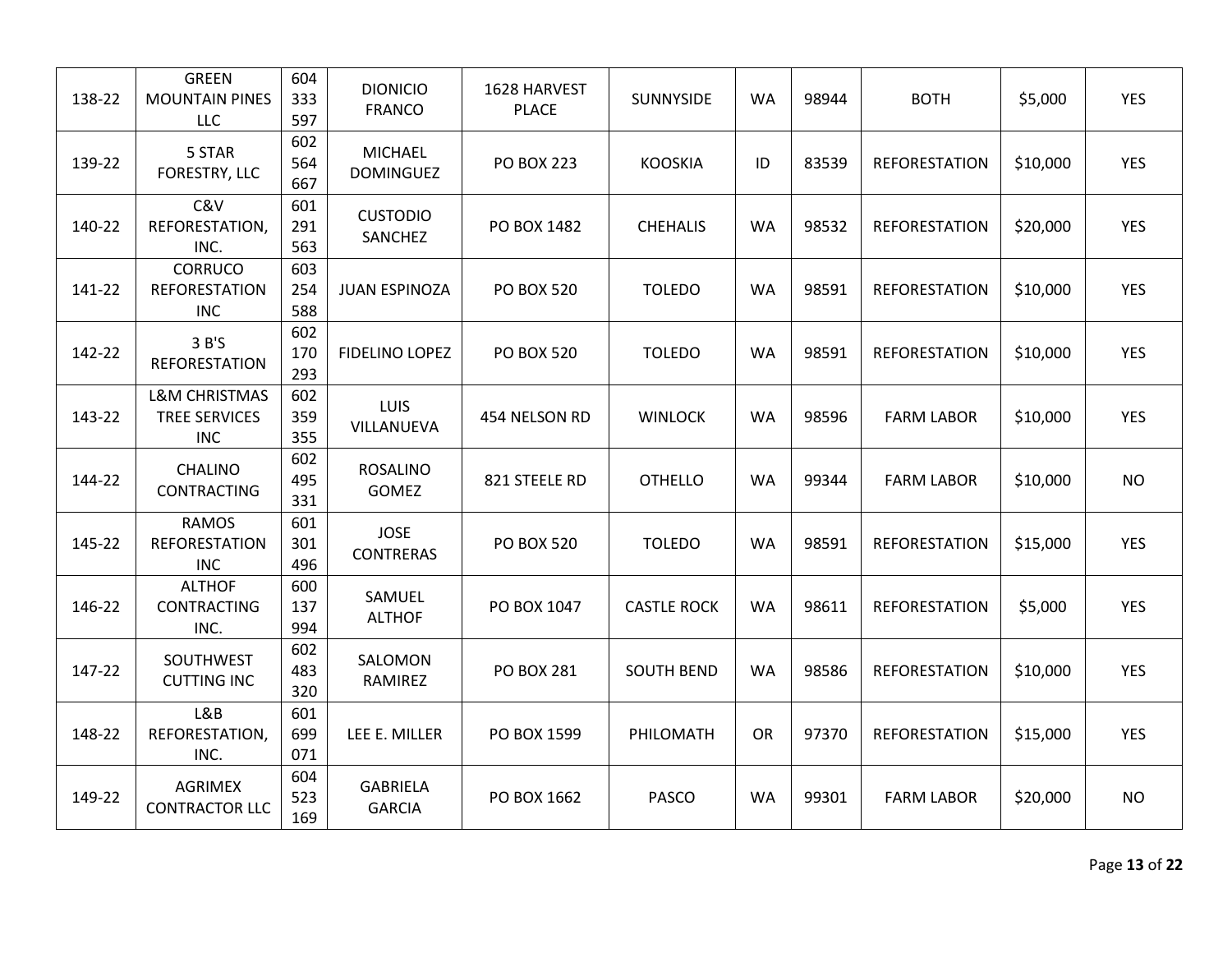| | | | | | | | | | | |
|---|---|---|---|---|---|---|---|---|---|---|
| 138-22 | GREEN MOUNTAIN PINES LLC | 604 333 597 | DIONICIO FRANCO | 1628 HARVEST PLACE | SUNNYSIDE | WA | 98944 | BOTH | $5,000 | YES |
| 139-22 | 5 STAR FORESTRY, LLC | 602 564 667 | MICHAEL DOMINGUEZ | PO BOX 223 | KOOSKIA | ID | 83539 | REFORESTATION | $10,000 | YES |
| 140-22 | C&V REFORESTATION, INC. | 601 291 563 | CUSTODIO SANCHEZ | PO BOX 1482 | CHEHALIS | WA | 98532 | REFORESTATION | $20,000 | YES |
| 141-22 | CORRUCO REFORESTATION INC | 603 254 588 | JUAN ESPINOZA | PO BOX 520 | TOLEDO | WA | 98591 | REFORESTATION | $10,000 | YES |
| 142-22 | 3 B'S REFORESTATION | 602 170 293 | FIDELINO LOPEZ | PO BOX 520 | TOLEDO | WA | 98591 | REFORESTATION | $10,000 | YES |
| 143-22 | L&M CHRISTMAS TREE SERVICES INC | 602 359 355 | LUIS VILLANUEVA | 454 NELSON RD | WINLOCK | WA | 98596 | FARM LABOR | $10,000 | YES |
| 144-22 | CHALINO CONTRACTING | 602 495 331 | ROSALINO GOMEZ | 821 STEELE RD | OTHELLO | WA | 99344 | FARM LABOR | $10,000 | NO |
| 145-22 | RAMOS REFORESTATION INC | 601 301 496 | JOSE CONTRERAS | PO BOX 520 | TOLEDO | WA | 98591 | REFORESTATION | $15,000 | YES |
| 146-22 | ALTHOF CONTRACTING INC. | 600 137 994 | SAMUEL ALTHOF | PO BOX 1047 | CASTLE ROCK | WA | 98611 | REFORESTATION | $5,000 | YES |
| 147-22 | SOUTHWEST CUTTING INC | 602 483 320 | SALOMON RAMIREZ | PO BOX 281 | SOUTH BEND | WA | 98586 | REFORESTATION | $10,000 | YES |
| 148-22 | L&B REFORESTATION, INC. | 601 699 071 | LEE E. MILLER | PO BOX 1599 | PHILOMATH | OR | 97370 | REFORESTATION | $15,000 | YES |
| 149-22 | AGRIMEX CONTRACTOR LLC | 604 523 169 | GABRIELA GARCIA | PO BOX 1662 | PASCO | WA | 99301 | FARM LABOR | $20,000 | NO |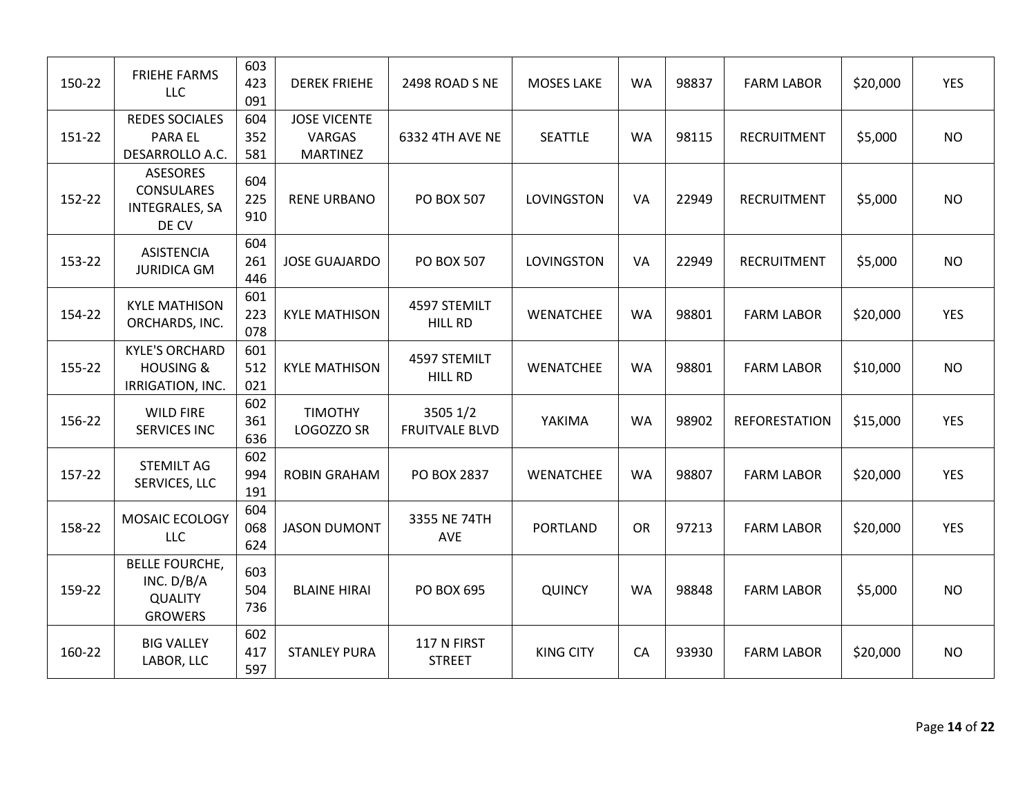| 150-22 | FRIEHE FARMS LLC | 603 423 091 | DEREK FRIEHE | 2498 ROAD S NE | MOSES LAKE | WA | 98837 | FARM LABOR | $20,000 | YES |
|---|---|---|---|---|---|---|---|---|---|---|
| 151-22 | REDES SOCIALES PARA EL DESARROLLO A.C. | 604 352 581 | JOSE VICENTE VARGAS MARTINEZ | 6332 4TH AVE NE | SEATTLE | WA | 98115 | RECRUITMENT | $5,000 | NO |
| 152-22 | ASESORES CONSULARES INTEGRALES, SA DE CV | 604 225 910 | RENE URBANO | PO BOX 507 | LOVINGSTON | VA | 22949 | RECRUITMENT | $5,000 | NO |
| 153-22 | ASISTENCIA JURIDICA GM | 604 261 446 | JOSE GUAJARDO | PO BOX 507 | LOVINGSTON | VA | 22949 | RECRUITMENT | $5,000 | NO |
| 154-22 | KYLE MATHISON ORCHARDS, INC. | 601 223 078 | KYLE MATHISON | 4597 STEMILT HILL RD | WENATCHEE | WA | 98801 | FARM LABOR | $20,000 | YES |
| 155-22 | KYLE'S ORCHARD HOUSING & IRRIGATION, INC. | 601 512 021 | KYLE MATHISON | 4597 STEMILT HILL RD | WENATCHEE | WA | 98801 | FARM LABOR | $10,000 | NO |
| 156-22 | WILD FIRE SERVICES INC | 602 361 636 | TIMOTHY LOGOZZO SR | 3505 1/2 FRUITVALE BLVD | YAKIMA | WA | 98902 | REFORESTATION | $15,000 | YES |
| 157-22 | STEMILT AG SERVICES, LLC | 602 994 191 | ROBIN GRAHAM | PO BOX 2837 | WENATCHEE | WA | 98807 | FARM LABOR | $20,000 | YES |
| 158-22 | MOSAIC ECOLOGY LLC | 604 068 624 | JASON DUMONT | 3355 NE 74TH AVE | PORTLAND | OR | 97213 | FARM LABOR | $20,000 | YES |
| 159-22 | BELLE FOURCHE, INC. D/B/A QUALITY GROWERS | 603 504 736 | BLAINE HIRAI | PO BOX 695 | QUINCY | WA | 98848 | FARM LABOR | $5,000 | NO |
| 160-22 | BIG VALLEY LABOR, LLC | 602 417 597 | STANLEY PURA | 117 N FIRST STREET | KING CITY | CA | 93930 | FARM LABOR | $20,000 | NO |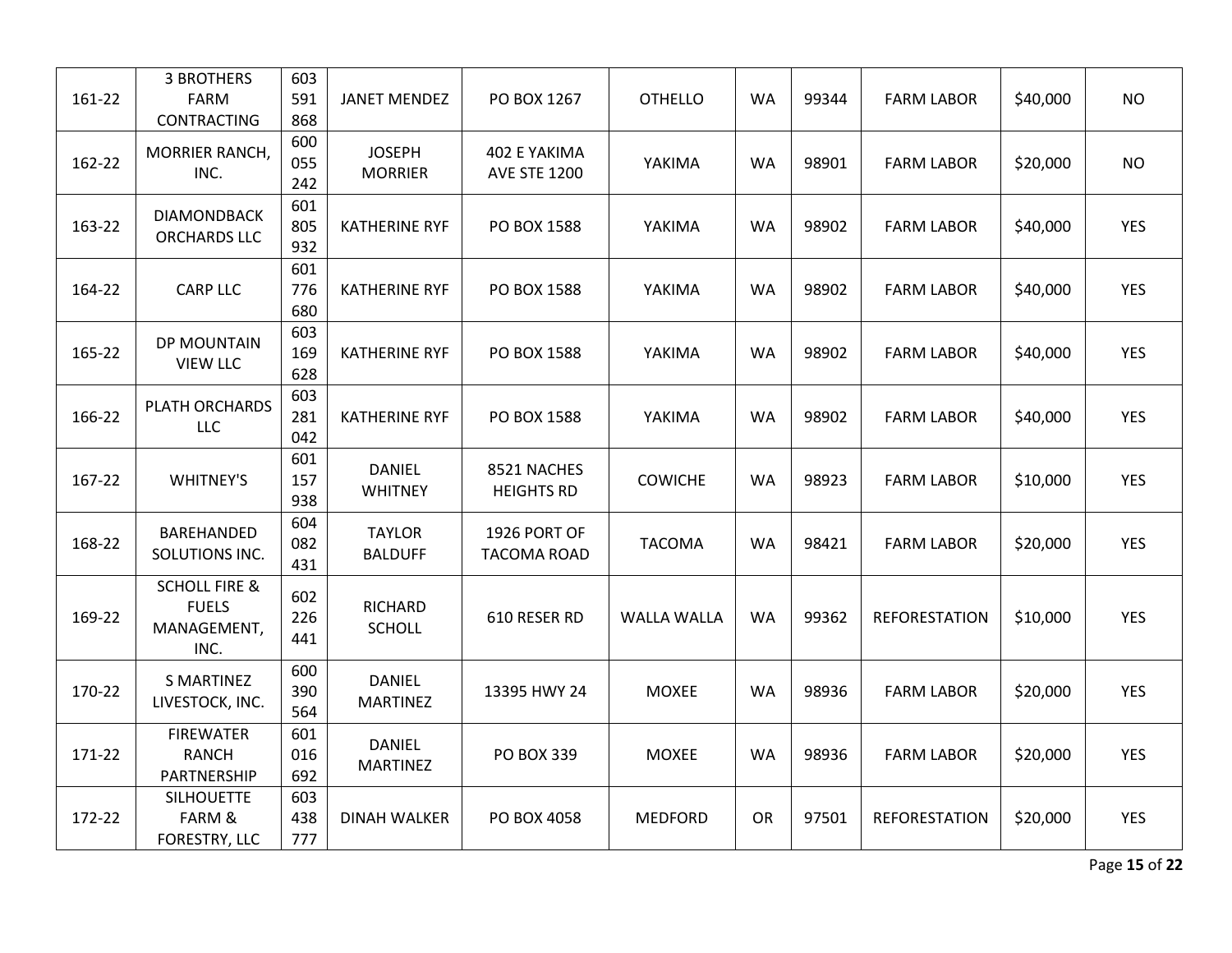| | | | | | | | | | | |
|---|---|---|---|---|---|---|---|---|---|---|
| 161-22 | 3 BROTHERS FARM CONTRACTING | 603 591 868 | JANET MENDEZ | PO BOX 1267 | OTHELLO | WA | 99344 | FARM LABOR | $40,000 | NO |
| 162-22 | MORRIER RANCH, INC. | 600 055 242 | JOSEPH MORRIER | 402 E YAKIMA AVE STE 1200 | YAKIMA | WA | 98901 | FARM LABOR | $20,000 | NO |
| 163-22 | DIAMONDBACK ORCHARDS LLC | 601 805 932 | KATHERINE RYF | PO BOX 1588 | YAKIMA | WA | 98902 | FARM LABOR | $40,000 | YES |
| 164-22 | CARP LLC | 601 776 680 | KATHERINE RYF | PO BOX 1588 | YAKIMA | WA | 98902 | FARM LABOR | $40,000 | YES |
| 165-22 | DP MOUNTAIN VIEW LLC | 603 169 628 | KATHERINE RYF | PO BOX 1588 | YAKIMA | WA | 98902 | FARM LABOR | $40,000 | YES |
| 166-22 | PLATH ORCHARDS LLC | 603 281 042 | KATHERINE RYF | PO BOX 1588 | YAKIMA | WA | 98902 | FARM LABOR | $40,000 | YES |
| 167-22 | WHITNEY'S | 601 157 938 | DANIEL WHITNEY | 8521 NACHES HEIGHTS RD | COWICHE | WA | 98923 | FARM LABOR | $10,000 | YES |
| 168-22 | BAREHANDED SOLUTIONS INC. | 604 082 431 | TAYLOR BALDUFF | 1926 PORT OF TACOMA ROAD | TACOMA | WA | 98421 | FARM LABOR | $20,000 | YES |
| 169-22 | SCHOLL FIRE & FUELS MANAGEMENT, INC. | 602 226 441 | RICHARD SCHOLL | 610 RESER RD | WALLA WALLA | WA | 99362 | REFORESTATION | $10,000 | YES |
| 170-22 | S MARTINEZ LIVESTOCK, INC. | 600 390 564 | DANIEL MARTINEZ | 13395 HWY 24 | MOXEE | WA | 98936 | FARM LABOR | $20,000 | YES |
| 171-22 | FIREWATER RANCH PARTNERSHIP | 601 016 692 | DANIEL MARTINEZ | PO BOX 339 | MOXEE | WA | 98936 | FARM LABOR | $20,000 | YES |
| 172-22 | SILHOUETTE FARM & FORESTRY, LLC | 603 438 777 | DINAH WALKER | PO BOX 4058 | MEDFORD | OR | 97501 | REFORESTATION | $20,000 | YES |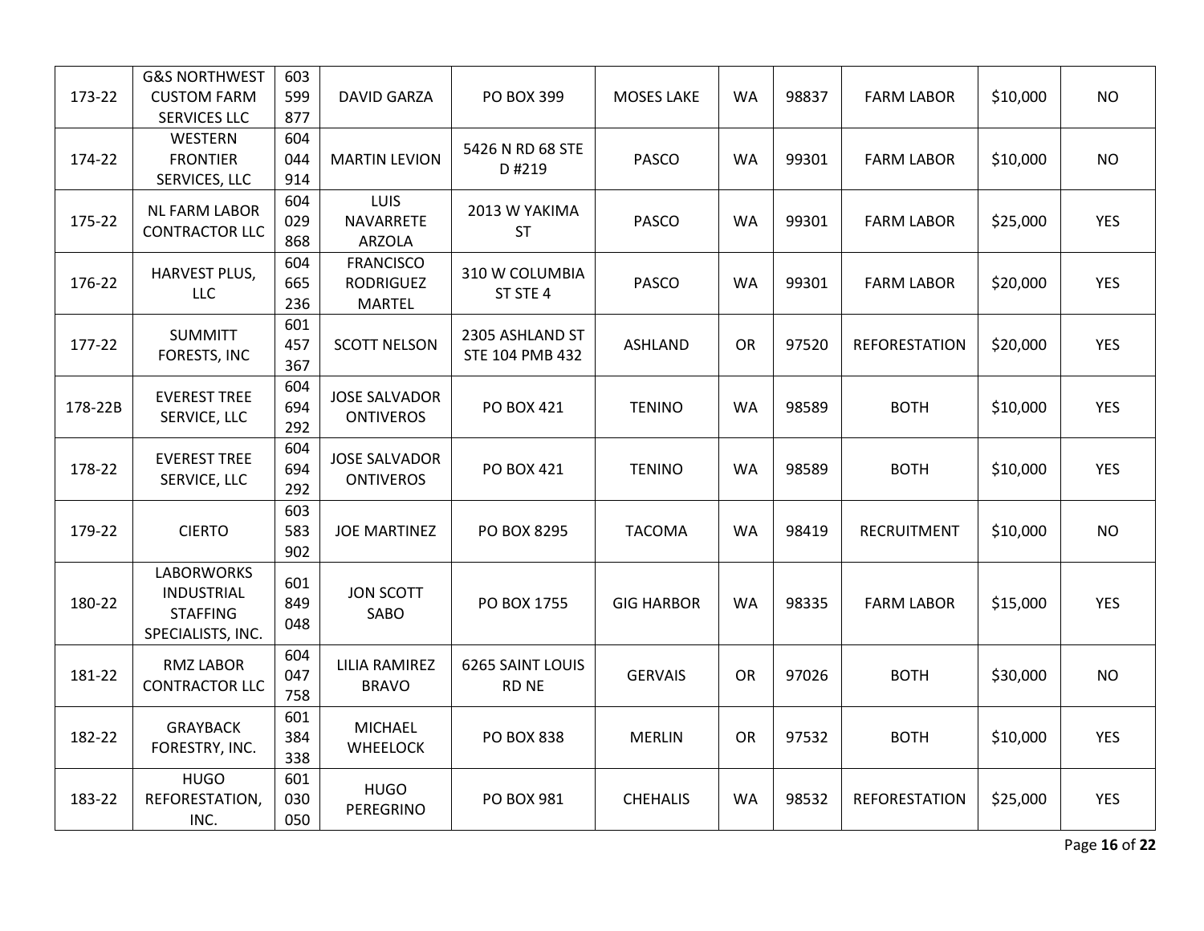| 173-22 | G&S NORTHWEST CUSTOM FARM SERVICES LLC | 603 599 877 | DAVID GARZA | PO BOX 399 | MOSES LAKE | WA | 98837 | FARM LABOR | $10,000 | NO |
|---|---|---|---|---|---|---|---|---|---|---|
| 174-22 | WESTERN FRONTIER SERVICES, LLC | 604 044 914 | MARTIN LEVION | 5426 N RD 68 STE D #219 | PASCO | WA | 99301 | FARM LABOR | $10,000 | NO |
| 175-22 | NL FARM LABOR CONTRACTOR LLC | 604 029 868 | LUIS NAVARRETE ARZOLA | 2013 W YAKIMA ST | PASCO | WA | 99301 | FARM LABOR | $25,000 | YES |
| 176-22 | HARVEST PLUS, LLC | 604 665 236 | FRANCISCO RODRIGUEZ MARTEL | 310 W COLUMBIA ST STE 4 | PASCO | WA | 99301 | FARM LABOR | $20,000 | YES |
| 177-22 | SUMMITT FORESTS, INC | 601 457 367 | SCOTT NELSON | 2305 ASHLAND ST STE 104 PMB 432 | ASHLAND | OR | 97520 | REFORESTATION | $20,000 | YES |
| 178-22B | EVEREST TREE SERVICE, LLC | 604 694 292 | JOSE SALVADOR ONTIVEROS | PO BOX 421 | TENINO | WA | 98589 | BOTH | $10,000 | YES |
| 178-22 | EVEREST TREE SERVICE, LLC | 604 694 292 | JOSE SALVADOR ONTIVEROS | PO BOX 421 | TENINO | WA | 98589 | BOTH | $10,000 | YES |
| 179-22 | CIERTO | 603 583 902 | JOE MARTINEZ | PO BOX 8295 | TACOMA | WA | 98419 | RECRUITMENT | $10,000 | NO |
| 180-22 | LABORWORKS INDUSTRIAL STAFFING SPECIALISTS, INC. | 601 849 048 | JON SCOTT SABO | PO BOX 1755 | GIG HARBOR | WA | 98335 | FARM LABOR | $15,000 | YES |
| 181-22 | RMZ LABOR CONTRACTOR LLC | 604 047 758 | LILIA RAMIREZ BRAVO | 6265 SAINT LOUIS RD NE | GERVAIS | OR | 97026 | BOTH | $30,000 | NO |
| 182-22 | GRAYBACK FORESTRY, INC. | 601 384 338 | MICHAEL WHEELOCK | PO BOX 838 | MERLIN | OR | 97532 | BOTH | $10,000 | YES |
| 183-22 | HUGO REFORESTATION, INC. | 601 030 050 | HUGO PEREGRINO | PO BOX 981 | CHEHALIS | WA | 98532 | REFORESTATION | $25,000 | YES |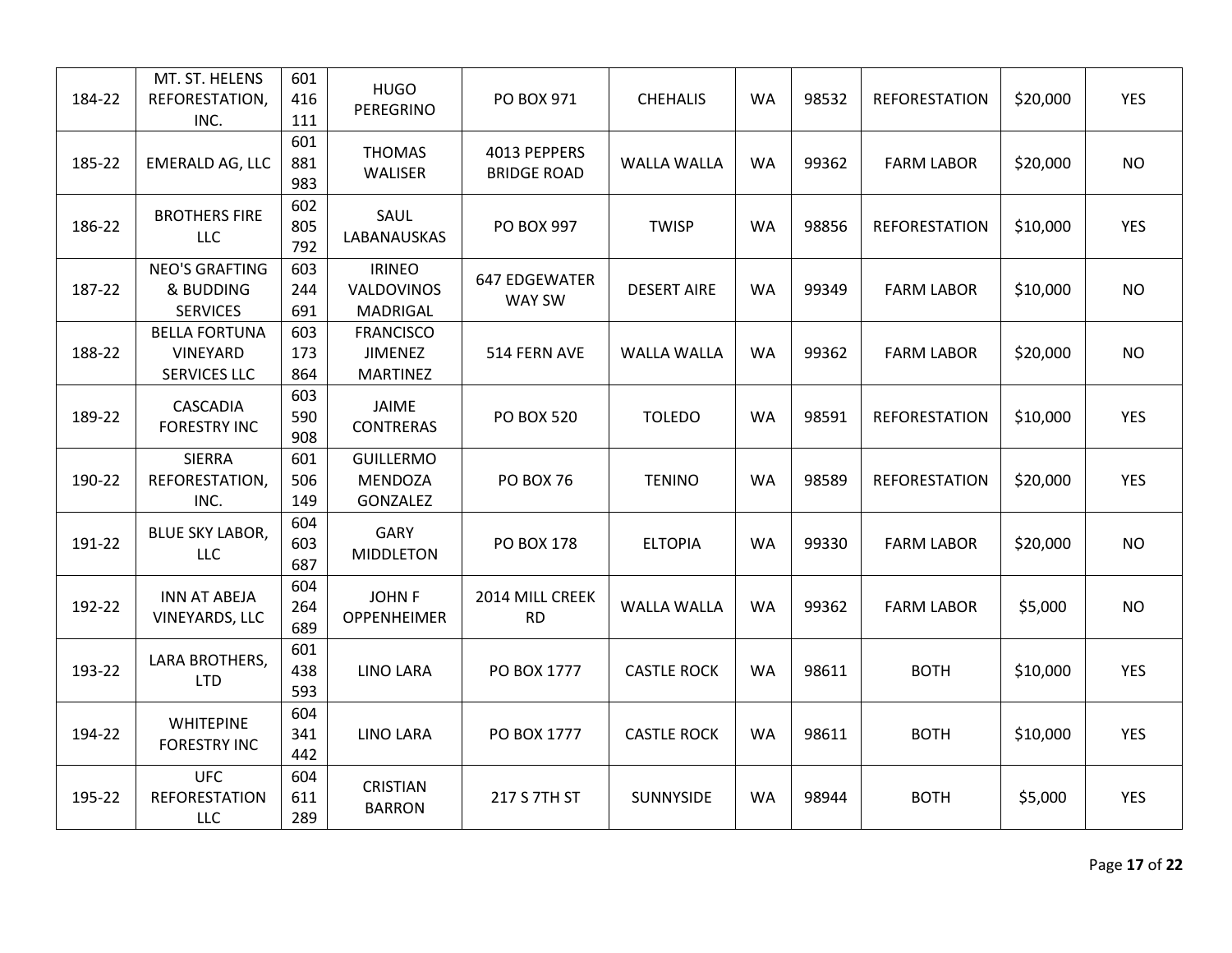| | | | | | | | | | | |
|---|---|---|---|---|---|---|---|---|---|---|
| 184-22 | MT. ST. HELENS REFORESTATION, INC. | 601 416 111 | HUGO PEREGRINO | PO BOX 971 | CHEHALIS | WA | 98532 | REFORESTATION | $20,000 | YES |
| 185-22 | EMERALD AG, LLC | 601 881 983 | THOMAS WALISER | 4013 PEPPERS BRIDGE ROAD | WALLA WALLA | WA | 99362 | FARM LABOR | $20,000 | NO |
| 186-22 | BROTHERS FIRE LLC | 602 805 792 | SAUL LABANAUSKAS | PO BOX 997 | TWISP | WA | 98856 | REFORESTATION | $10,000 | YES |
| 187-22 | NEO'S GRAFTING & BUDDING SERVICES | 603 244 691 | IRINEO VALDOVINOS MADRIGAL | 647 EDGEWATER WAY SW | DESERT AIRE | WA | 99349 | FARM LABOR | $10,000 | NO |
| 188-22 | BELLA FORTUNA VINEYARD SERVICES LLC | 603 173 864 | FRANCISCO JIMENEZ MARTINEZ | 514 FERN AVE | WALLA WALLA | WA | 99362 | FARM LABOR | $20,000 | NO |
| 189-22 | CASCADIA FORESTRY INC | 603 590 908 | JAIME CONTRERAS | PO BOX 520 | TOLEDO | WA | 98591 | REFORESTATION | $10,000 | YES |
| 190-22 | SIERRA REFORESTATION, INC. | 601 506 149 | GUILLERMO MENDOZA GONZALEZ | PO BOX 76 | TENINO | WA | 98589 | REFORESTATION | $20,000 | YES |
| 191-22 | BLUE SKY LABOR, LLC | 604 603 687 | GARY MIDDLETON | PO BOX 178 | ELTOPIA | WA | 99330 | FARM LABOR | $20,000 | NO |
| 192-22 | INN AT ABEJA VINEYARDS, LLC | 604 264 689 | JOHN F OPPENHEIMER | 2014 MILL CREEK RD | WALLA WALLA | WA | 99362 | FARM LABOR | $5,000 | NO |
| 193-22 | LARA BROTHERS, LTD | 601 438 593 | LINO LARA | PO BOX 1777 | CASTLE ROCK | WA | 98611 | BOTH | $10,000 | YES |
| 194-22 | WHITEPINE FORESTRY INC | 604 341 442 | LINO LARA | PO BOX 1777 | CASTLE ROCK | WA | 98611 | BOTH | $10,000 | YES |
| 195-22 | UFC REFORESTATION LLC | 604 611 289 | CRISTIAN BARRON | 217 S 7TH ST | SUNNYSIDE | WA | 98944 | BOTH | $5,000 | YES |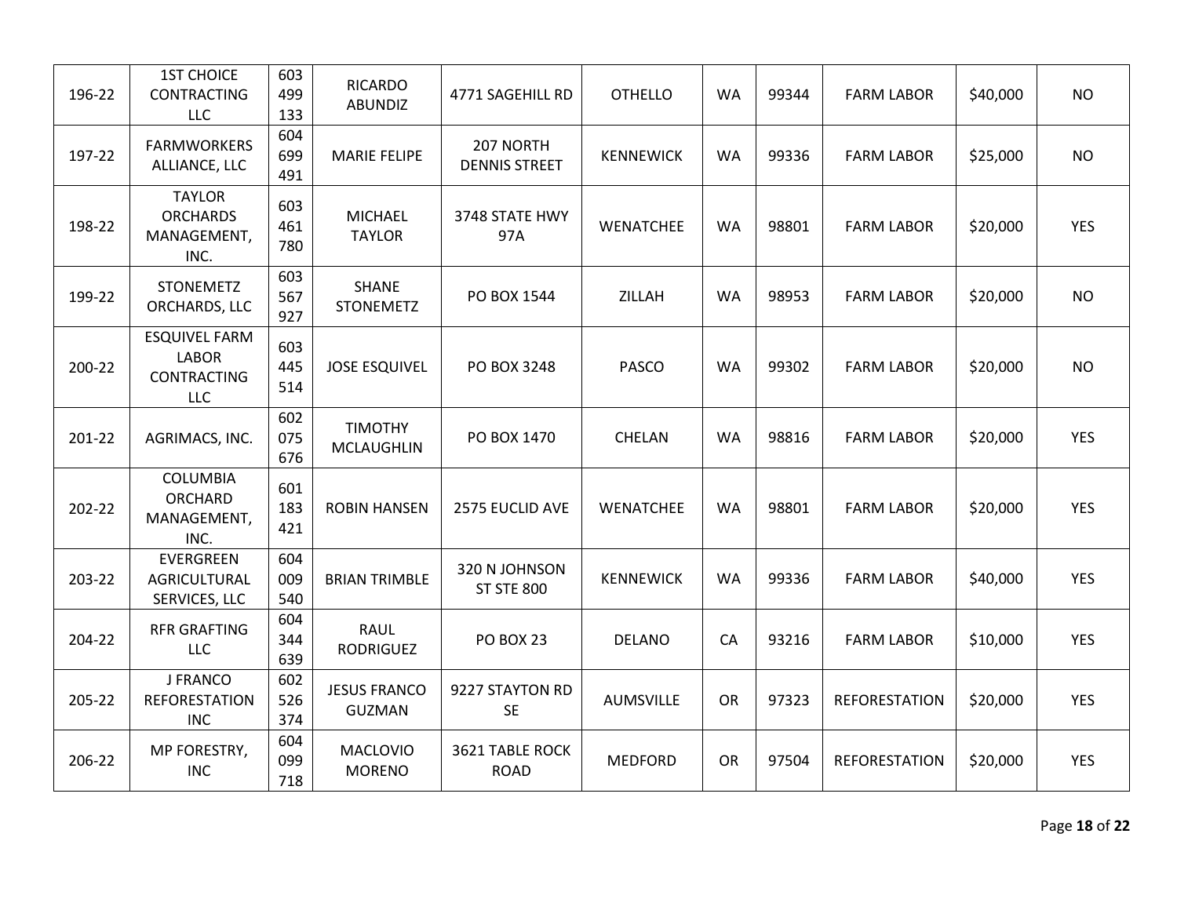| | | | | | | | | | | |
|---|---|---|---|---|---|---|---|---|---|---|
| 196-22 | 1ST CHOICE CONTRACTING LLC | 603 499 133 | RICARDO ABUNDIZ | 4771 SAGEHILL RD | OTHELLO | WA | 99344 | FARM LABOR | $40,000 | NO |
| 197-22 | FARMWORKERS ALLIANCE, LLC | 604 699 491 | MARIE FELIPE | 207 NORTH DENNIS STREET | KENNEWICK | WA | 99336 | FARM LABOR | $25,000 | NO |
| 198-22 | TAYLOR ORCHARDS MANAGEMENT, INC. | 603 461 780 | MICHAEL TAYLOR | 3748 STATE HWY 97A | WENATCHEE | WA | 98801 | FARM LABOR | $20,000 | YES |
| 199-22 | STONEMETZ ORCHARDS, LLC | 603 567 927 | SHANE STONEMETZ | PO BOX 1544 | ZILLAH | WA | 98953 | FARM LABOR | $20,000 | NO |
| 200-22 | ESQUIVEL FARM LABOR CONTRACTING LLC | 603 445 514 | JOSE ESQUIVEL | PO BOX 3248 | PASCO | WA | 99302 | FARM LABOR | $20,000 | NO |
| 201-22 | AGRIMACS, INC. | 602 075 676 | TIMOTHY MCLAUGHLIN | PO BOX 1470 | CHELAN | WA | 98816 | FARM LABOR | $20,000 | YES |
| 202-22 | COLUMBIA ORCHARD MANAGEMENT, INC. | 601 183 421 | ROBIN HANSEN | 2575 EUCLID AVE | WENATCHEE | WA | 98801 | FARM LABOR | $20,000 | YES |
| 203-22 | EVERGREEN AGRICULTURAL SERVICES, LLC | 604 009 540 | BRIAN TRIMBLE | 320 N JOHNSON ST STE 800 | KENNEWICK | WA | 99336 | FARM LABOR | $40,000 | YES |
| 204-22 | RFR GRAFTING LLC | 604 344 639 | RAUL RODRIGUEZ | PO BOX 23 | DELANO | CA | 93216 | FARM LABOR | $10,000 | YES |
| 205-22 | J FRANCO REFORESTATION INC | 602 526 374 | JESUS FRANCO GUZMAN | 9227 STAYTON RD SE | AUMSVILLE | OR | 97323 | REFORESTATION | $20,000 | YES |
| 206-22 | MP FORESTRY, INC | 604 099 718 | MACLOVIO MORENO | 3621 TABLE ROCK ROAD | MEDFORD | OR | 97504 | REFORESTATION | $20,000 | YES |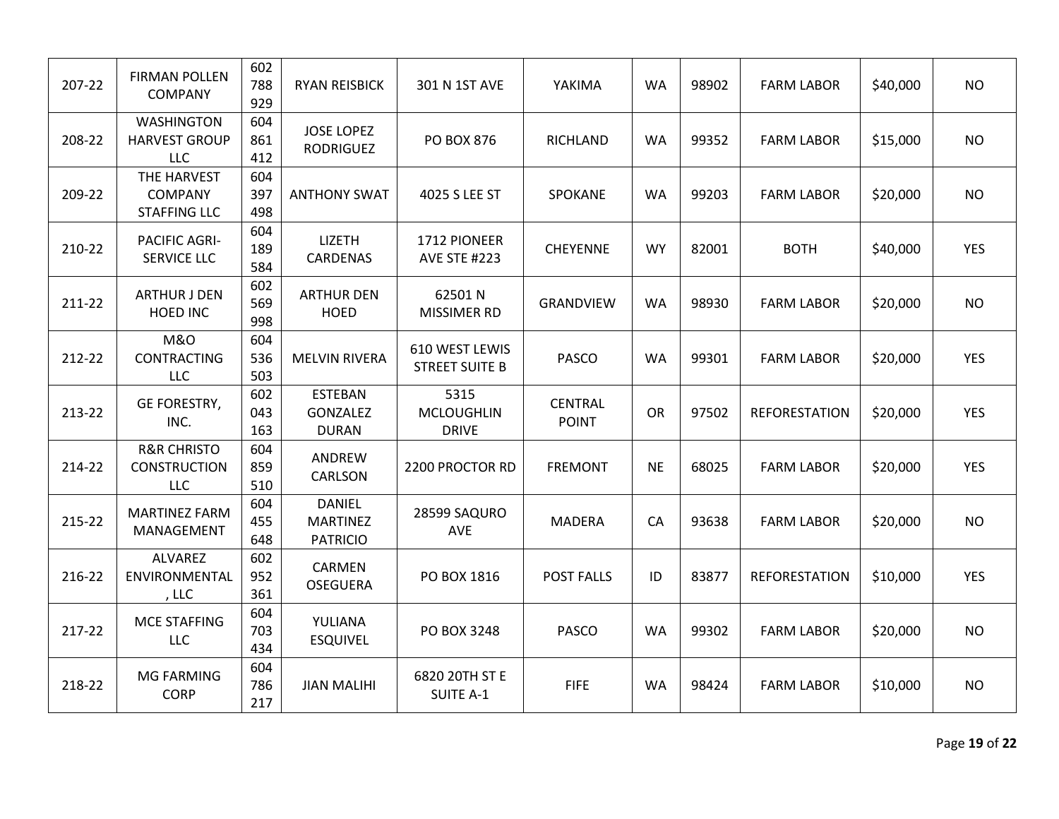| | | | | | | | | | | |
|---|---|---|---|---|---|---|---|---|---|---|
| 207-22 | FIRMAN POLLEN COMPANY | 602 788 929 | RYAN REISBICK | 301 N 1ST AVE | YAKIMA | WA | 98902 | FARM LABOR | $40,000 | NO |
| 208-22 | WASHINGTON HARVEST GROUP LLC | 604 861 412 | JOSE LOPEZ RODRIGUEZ | PO BOX 876 | RICHLAND | WA | 99352 | FARM LABOR | $15,000 | NO |
| 209-22 | THE HARVEST COMPANY STAFFING LLC | 604 397 498 | ANTHONY SWAT | 4025 S LEE ST | SPOKANE | WA | 99203 | FARM LABOR | $20,000 | NO |
| 210-22 | PACIFIC AGRI-SERVICE LLC | 604 189 584 | LIZETH CARDENAS | 1712 PIONEER AVE STE #223 | CHEYENNE | WY | 82001 | BOTH | $40,000 | YES |
| 211-22 | ARTHUR J DEN HOED INC | 602 569 998 | ARTHUR DEN HOED | 62501 N MISSIMER RD | GRANDVIEW | WA | 98930 | FARM LABOR | $20,000 | NO |
| 212-22 | M&O CONTRACTING LLC | 604 536 503 | MELVIN RIVERA | 610 WEST LEWIS STREET SUITE B | PASCO | WA | 99301 | FARM LABOR | $20,000 | YES |
| 213-22 | GE FORESTRY, INC. | 602 043 163 | ESTEBAN GONZALEZ DURAN | 5315 MCLOUGHLIN DRIVE | CENTRAL POINT | OR | 97502 | REFORESTATION | $20,000 | YES |
| 214-22 | R&R CHRISTO CONSTRUCTION LLC | 604 859 510 | ANDREW CARLSON | 2200 PROCTOR RD | FREMONT | NE | 68025 | FARM LABOR | $20,000 | YES |
| 215-22 | MARTINEZ FARM MANAGEMENT | 604 455 648 | DANIEL MARTINEZ PATRICIO | 28599 SAQURO AVE | MADERA | CA | 93638 | FARM LABOR | $20,000 | NO |
| 216-22 | ALVAREZ ENVIRONMENTAL, LLC | 602 952 361 | CARMEN OSEGUERA | PO BOX 1816 | POST FALLS | ID | 83877 | REFORESTATION | $10,000 | YES |
| 217-22 | MCE STAFFING LLC | 604 703 434 | YULIANA ESQUIVEL | PO BOX 3248 | PASCO | WA | 99302 | FARM LABOR | $20,000 | NO |
| 218-22 | MG FARMING CORP | 604 786 217 | JIAN MALIHI | 6820 20TH ST E SUITE A-1 | FIFE | WA | 98424 | FARM LABOR | $10,000 | NO |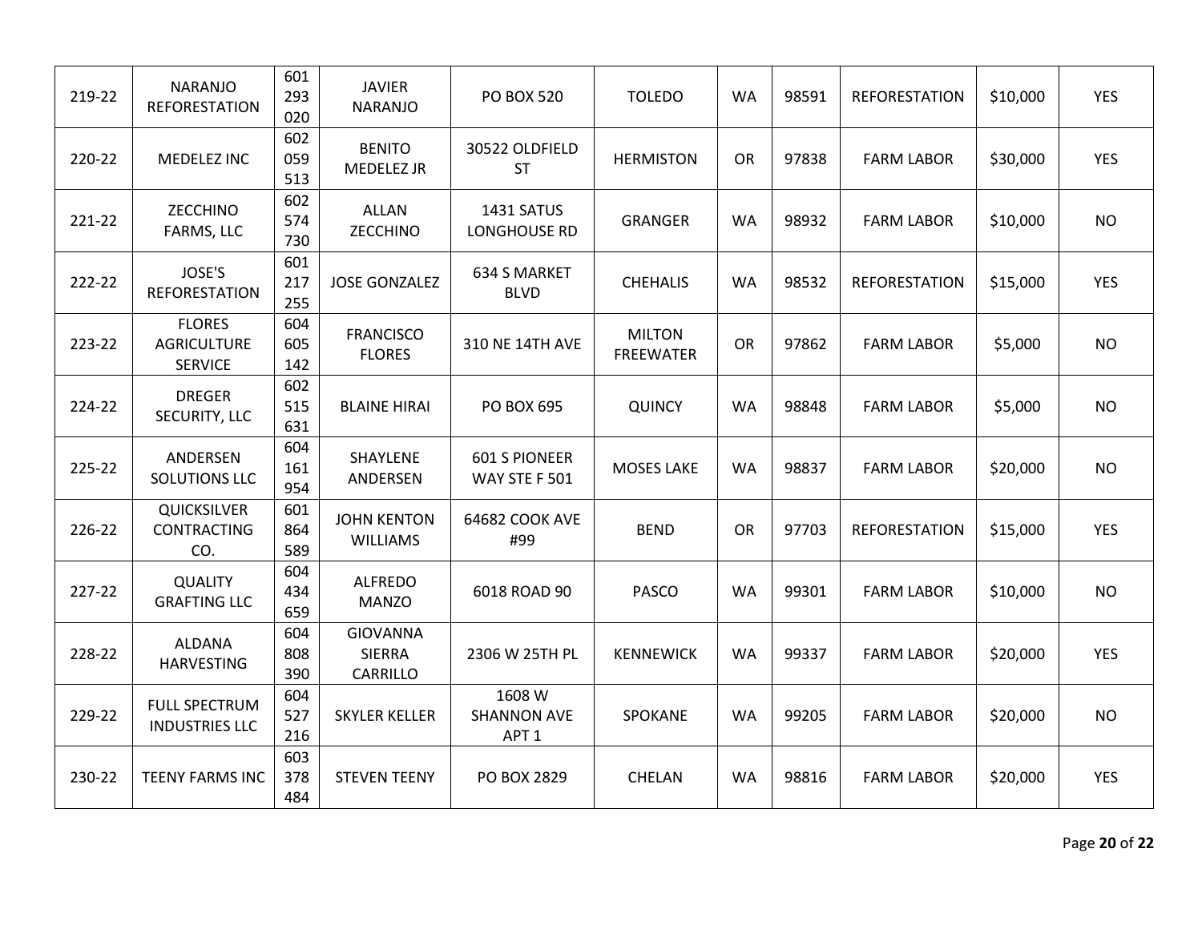| | | | | | | | | | | |
|---|---|---|---|---|---|---|---|---|---|---|
| 219-22 | NARANJO REFORESTATION | 601 293 020 | JAVIER NARANJO | PO BOX 520 | TOLEDO | WA | 98591 | REFORESTATION | $10,000 | YES |
| 220-22 | MEDELEZ INC | 602 059 513 | BENITO MEDELEZ JR | 30522 OLDFIELD ST | HERMISTON | OR | 97838 | FARM LABOR | $30,000 | YES |
| 221-22 | ZECCHINO FARMS, LLC | 602 574 730 | ALLAN ZECCHINO | 1431 SATUS LONGHOUSE RD | GRANGER | WA | 98932 | FARM LABOR | $10,000 | NO |
| 222-22 | JOSE'S REFORESTATION | 601 217 255 | JOSE GONZALEZ | 634 S MARKET BLVD | CHEHALIS | WA | 98532 | REFORESTATION | $15,000 | YES |
| 223-22 | FLORES AGRICULTURE SERVICE | 604 605 142 | FRANCISCO FLORES | 310 NE 14TH AVE | MILTON FREEWATER | OR | 97862 | FARM LABOR | $5,000 | NO |
| 224-22 | DREGER SECURITY, LLC | 602 515 631 | BLAINE HIRAI | PO BOX 695 | QUINCY | WA | 98848 | FARM LABOR | $5,000 | NO |
| 225-22 | ANDERSEN SOLUTIONS LLC | 604 161 954 | SHAYLENE ANDERSEN | 601 S PIONEER WAY STE F 501 | MOSES LAKE | WA | 98837 | FARM LABOR | $20,000 | NO |
| 226-22 | QUICKSILVER CONTRACTING CO. | 601 864 589 | JOHN KENTON WILLIAMS | 64682 COOK AVE #99 | BEND | OR | 97703 | REFORESTATION | $15,000 | YES |
| 227-22 | QUALITY GRAFTING LLC | 604 434 659 | ALFREDO MANZO | 6018 ROAD 90 | PASCO | WA | 99301 | FARM LABOR | $10,000 | NO |
| 228-22 | ALDANA HARVESTING | 604 808 390 | GIOVANNA SIERRA CARRILLO | 2306 W 25TH PL | KENNEWICK | WA | 99337 | FARM LABOR | $20,000 | YES |
| 229-22 | FULL SPECTRUM INDUSTRIES LLC | 604 527 216 | SKYLER KELLER | 1608 W SHANNON AVE APT 1 | SPOKANE | WA | 99205 | FARM LABOR | $20,000 | NO |
| 230-22 | TEENY FARMS INC | 603 378 484 | STEVEN TEENY | PO BOX 2829 | CHELAN | WA | 98816 | FARM LABOR | $20,000 | YES |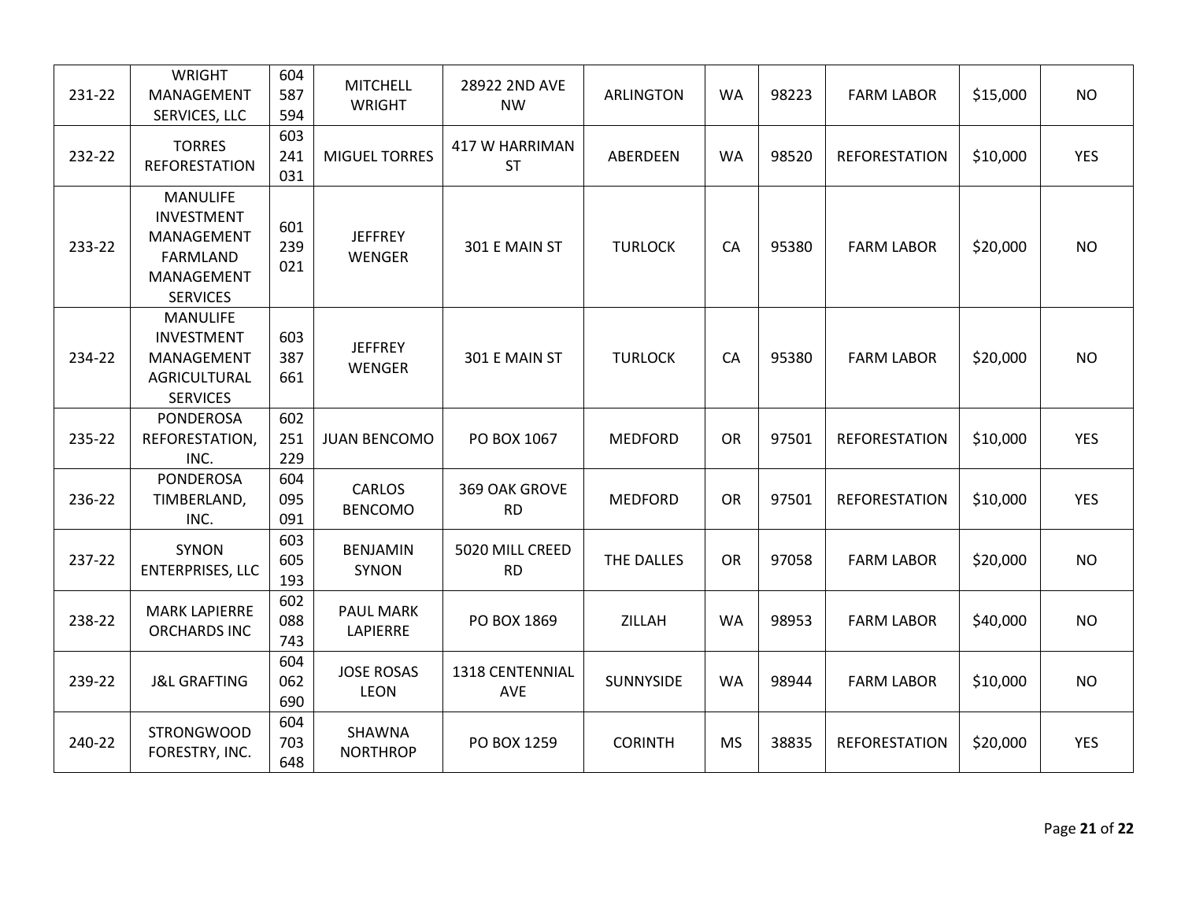| | | | | | | | | | | |
|---|---|---|---|---|---|---|---|---|---|---|
| 231-22 | WRIGHT MANAGEMENT SERVICES, LLC | 604 587 594 | MITCHELL WRIGHT | 28922 2ND AVE NW | ARLINGTON | WA | 98223 | FARM LABOR | $15,000 | NO |
| 232-22 | TORRES REFORESTATION | 603 241 031 | MIGUEL TORRES | 417 W HARRIMAN ST | ABERDEEN | WA | 98520 | REFORESTATION | $10,000 | YES |
| 233-22 | MANULIFE INVESTMENT MANAGEMENT FARMLAND MANAGEMENT SERVICES | 601 239 021 | JEFFREY WENGER | 301 E MAIN ST | TURLOCK | CA | 95380 | FARM LABOR | $20,000 | NO |
| 234-22 | MANULIFE INVESTMENT MANAGEMENT AGRICULTURAL SERVICES | 603 387 661 | JEFFREY WENGER | 301 E MAIN ST | TURLOCK | CA | 95380 | FARM LABOR | $20,000 | NO |
| 235-22 | PONDEROSA REFORESTATION, INC. | 602 251 229 | JUAN BENCOMO | PO BOX 1067 | MEDFORD | OR | 97501 | REFORESTATION | $10,000 | YES |
| 236-22 | PONDEROSA TIMBERLAND, INC. | 604 095 091 | CARLOS BENCOMO | 369 OAK GROVE RD | MEDFORD | OR | 97501 | REFORESTATION | $10,000 | YES |
| 237-22 | SYNON ENTERPRISES, LLC | 603 605 193 | BENJAMIN SYNON | 5020 MILL CREED RD | THE DALLES | OR | 97058 | FARM LABOR | $20,000 | NO |
| 238-22 | MARK LAPIERRE ORCHARDS INC | 602 088 743 | PAUL MARK LAPIERRE | PO BOX 1869 | ZILLAH | WA | 98953 | FARM LABOR | $40,000 | NO |
| 239-22 | J&L GRAFTING | 604 062 690 | JOSE ROSAS LEON | 1318 CENTENNIAL AVE | SUNNYSIDE | WA | 98944 | FARM LABOR | $10,000 | NO |
| 240-22 | STRONGWOOD FORESTRY, INC. | 604 703 648 | SHAWNA NORTHROP | PO BOX 1259 | CORINTH | MS | 38835 | REFORESTATION | $20,000 | YES |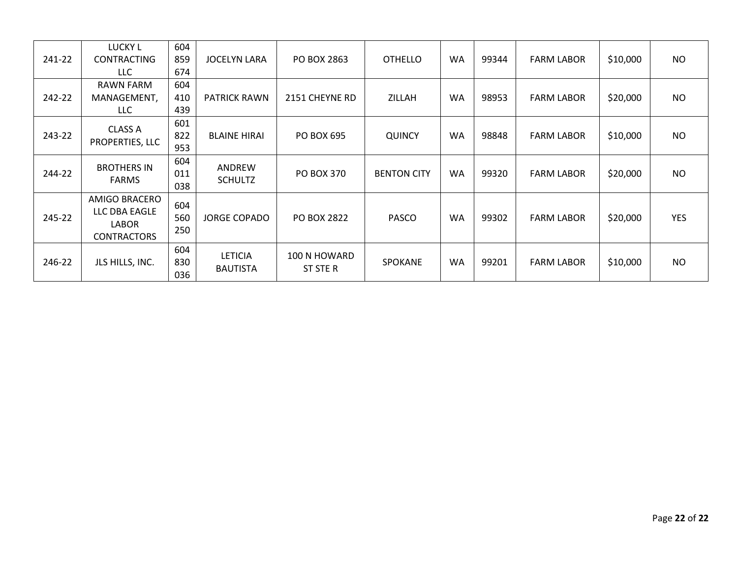| | | | | | | | | | | |
|---|---|---|---|---|---|---|---|---|---|---|
| 241-22 | LUCKY L CONTRACTING LLC | 604 859 674 | JOCELYN LARA | PO BOX 2863 | OTHELLO | WA | 99344 | FARM LABOR | $10,000 | NO |
| 242-22 | RAWN FARM MANAGEMENT, LLC | 604 410 439 | PATRICK RAWN | 2151 CHEYNE RD | ZILLAH | WA | 98953 | FARM LABOR | $20,000 | NO |
| 243-22 | CLASS A PROPERTIES, LLC | 601 822 953 | BLAINE HIRAI | PO BOX 695 | QUINCY | WA | 98848 | FARM LABOR | $10,000 | NO |
| 244-22 | BROTHERS IN FARMS | 604 011 038 | ANDREW SCHULTZ | PO BOX 370 | BENTON CITY | WA | 99320 | FARM LABOR | $20,000 | NO |
| 245-22 | AMIGO BRACERO LLC DBA EAGLE LABOR CONTRACTORS | 604 560 250 | JORGE COPADO | PO BOX 2822 | PASCO | WA | 99302 | FARM LABOR | $20,000 | YES |
| 246-22 | JLS HILLS, INC. | 604 830 036 | LETICIA BAUTISTA | 100 N HOWARD ST STE R | SPOKANE | WA | 99201 | FARM LABOR | $10,000 | NO |